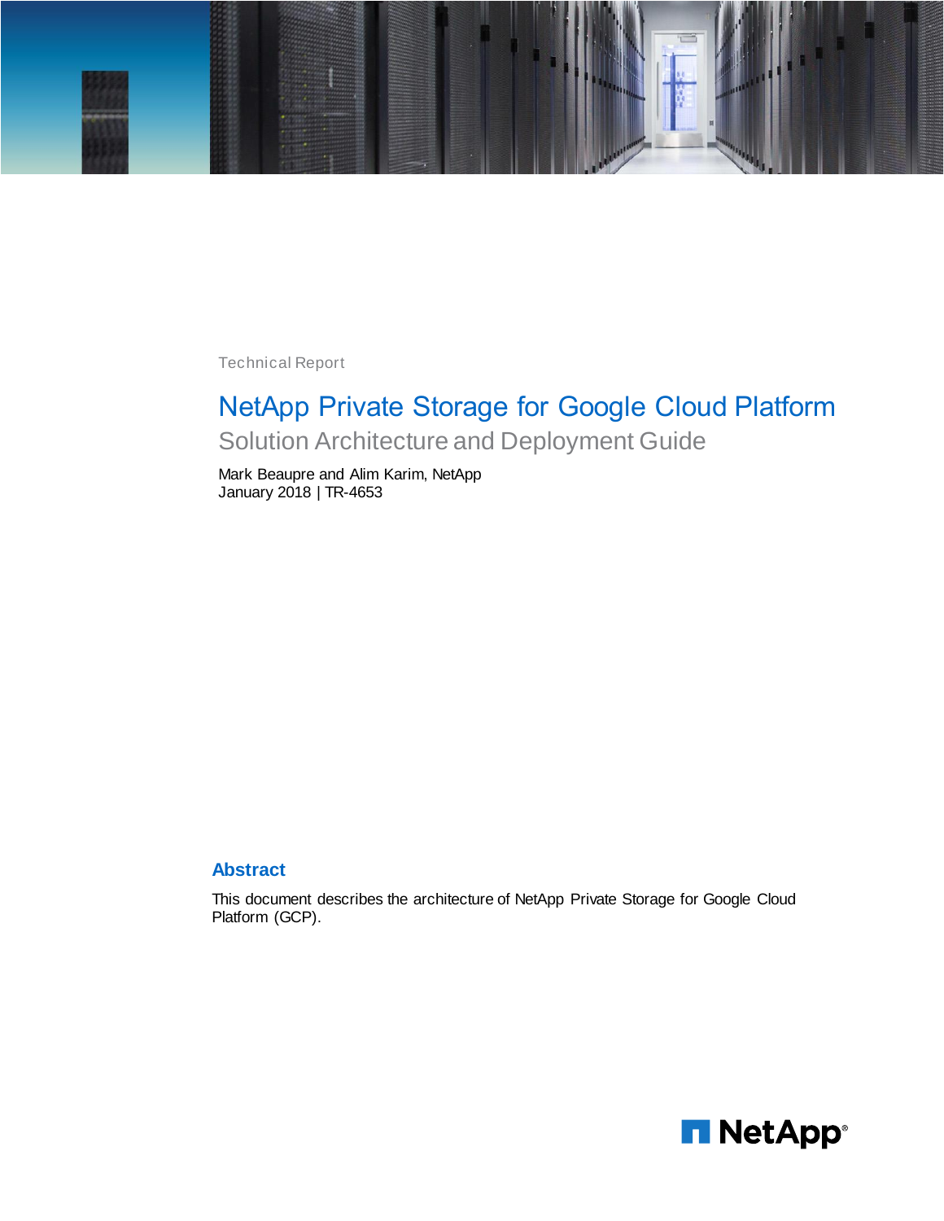Technical Report

# NetApp Private Storage for Google Cloud Platform

## Solution Architecture and Deployment Guide

Mark Beaupre and Alim Karim, NetApp
January 2018 | TR-4653

## Abstract

This document describes the architecture of NetApp Private Storage for Google Cloud Platform (GCP).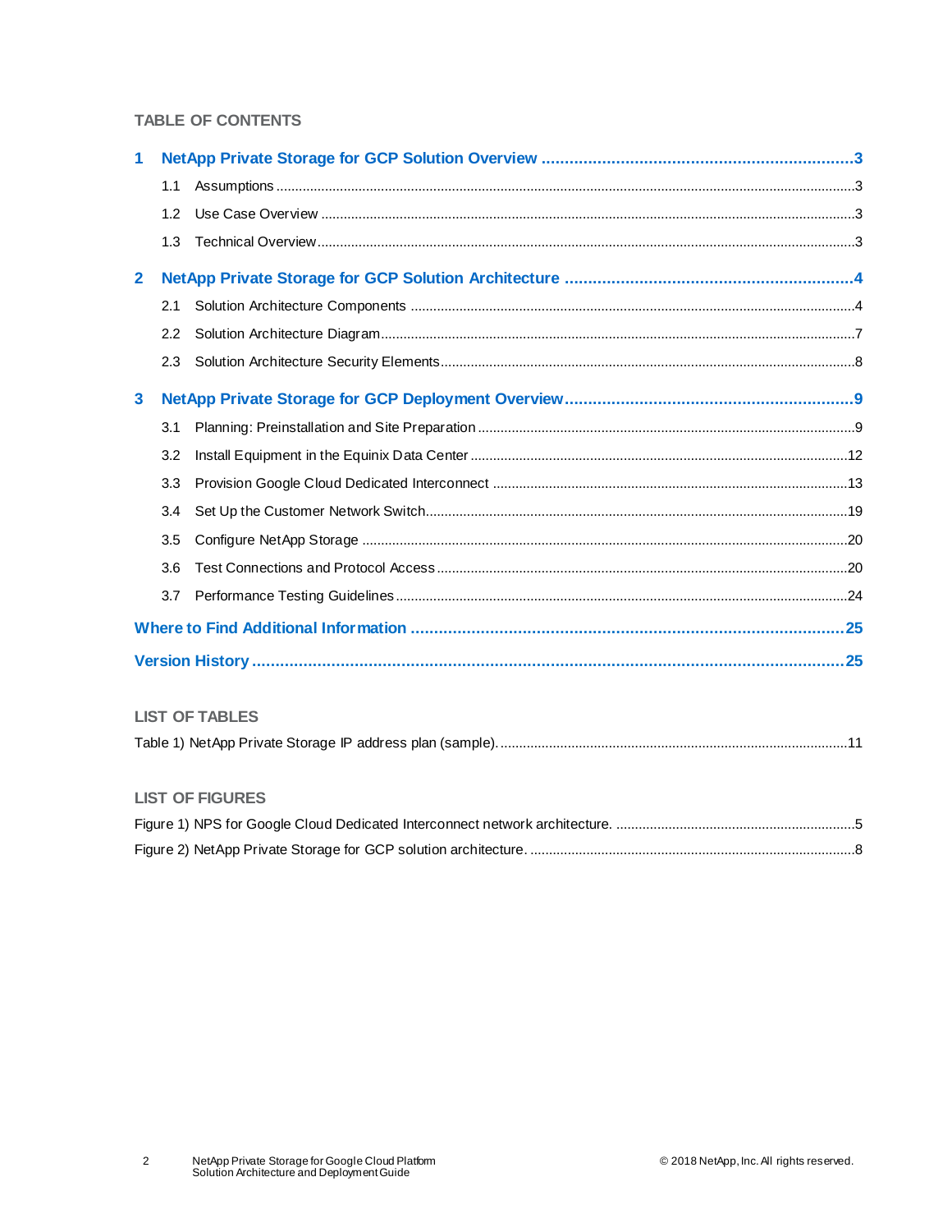## TABLE OF CONTENTS

**1 NetApp Private Storage for GCP Solution Overview ...................................................................3**

1.1 Assumptions .........................................................................................................................................3

1.2 Use Case Overview ...............................................................................................................................3

1.3 Technical Overview................................................................................................................................3

**2 NetApp Private Storage for GCP Solution Architecture ..............................................................4**

2.1 Solution Architecture Components .......................................................................................................4

2.2 Solution Architecture Diagram...............................................................................................................7

2.3 Solution Architecture Security Elements................................................................................................8

**3 NetApp Private Storage for GCP Deployment Overview..............................................................9**

3.1 Planning: Preinstallation and Site Preparation .....................................................................................9

3.2 Install Equipment in the Equinix Data Center .....................................................................................12

3.3 Provision Google Cloud Dedicated Interconnect ................................................................................13

3.4 Set Up the Customer Network Switch.................................................................................................19

3.5 Configure NetApp Storage ..................................................................................................................20

3.6 Test Connections and Protocol Access ...............................................................................................20

3.7 Performance Testing Guidelines .........................................................................................................24

**Where to Find Additional Information ..............................................................................................25**

**Version History ......................................................................................................................................25**

## LIST OF TABLES

Table 1) NetApp Private Storage IP address plan (sample). ............................................................................................11

## LIST OF FIGURES

Figure 1) NPS for Google Cloud Dedicated Interconnect network architecture. ................................................................5

Figure 2) NetApp Private Storage for GCP solution architecture. .......................................................................................8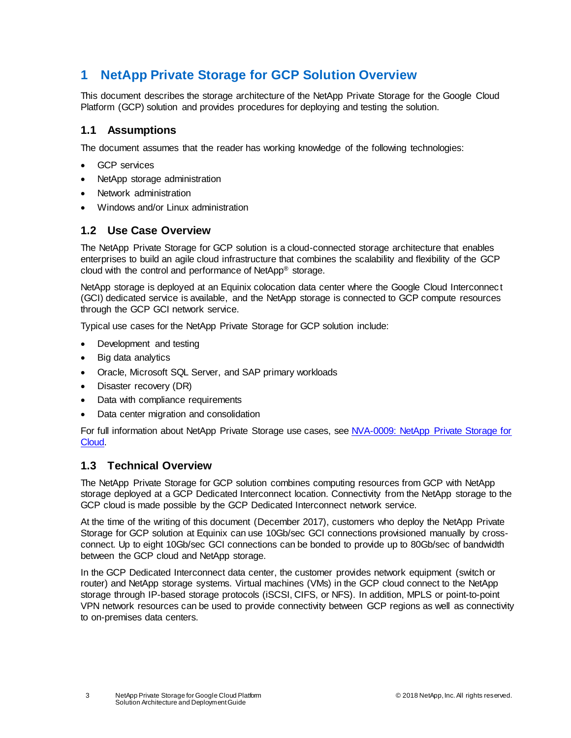# 1 NetApp Private Storage for GCP Solution Overview

This document describes the storage architecture of the NetApp Private Storage for the Google Cloud Platform (GCP) solution and provides procedures for deploying and testing the solution.

## 1.1 Assumptions

The document assumes that the reader has working knowledge of the following technologies:

- GCP services
- NetApp storage administration
- Network administration
- Windows and/or Linux administration

## 1.2 Use Case Overview

The NetApp Private Storage for GCP solution is a cloud-connected storage architecture that enables enterprises to build an agile cloud infrastructure that combines the scalability and flexibility of the GCP cloud with the control and performance of NetApp® storage.

NetApp storage is deployed at an Equinix colocation data center where the Google Cloud Interconnect (GCI) dedicated service is available, and the NetApp storage is connected to GCP compute resources through the GCP GCI network service.

Typical use cases for the NetApp Private Storage for GCP solution include:

- Development and testing
- Big data analytics
- Oracle, Microsoft SQL Server, and SAP primary workloads
- Disaster recovery (DR)
- Data with compliance requirements
- Data center migration and consolidation

For full information about NetApp Private Storage use cases, see [NVA-0009: NetApp Private Storage for Cloud](#).

## 1.3 Technical Overview

The NetApp Private Storage for GCP solution combines computing resources from GCP with NetApp storage deployed at a GCP Dedicated Interconnect location. Connectivity from the NetApp storage to the GCP cloud is made possible by the GCP Dedicated Interconnect network service.

At the time of the writing of this document (December 2017), customers who deploy the NetApp Private Storage for GCP solution at Equinix can use 10Gb/sec GCI connections provisioned manually by cross-connect. Up to eight 10Gb/sec GCI connections can be bonded to provide up to 80Gb/sec of bandwidth between the GCP cloud and NetApp storage.

In the GCP Dedicated Interconnect data center, the customer provides network equipment (switch or router) and NetApp storage systems. Virtual machines (VMs) in the GCP cloud connect to the NetApp storage through IP-based storage protocols (iSCSI, CIFS, or NFS). In addition, MPLS or point-to-point VPN network resources can be used to provide connectivity between GCP regions as well as connectivity to on-premises data centers.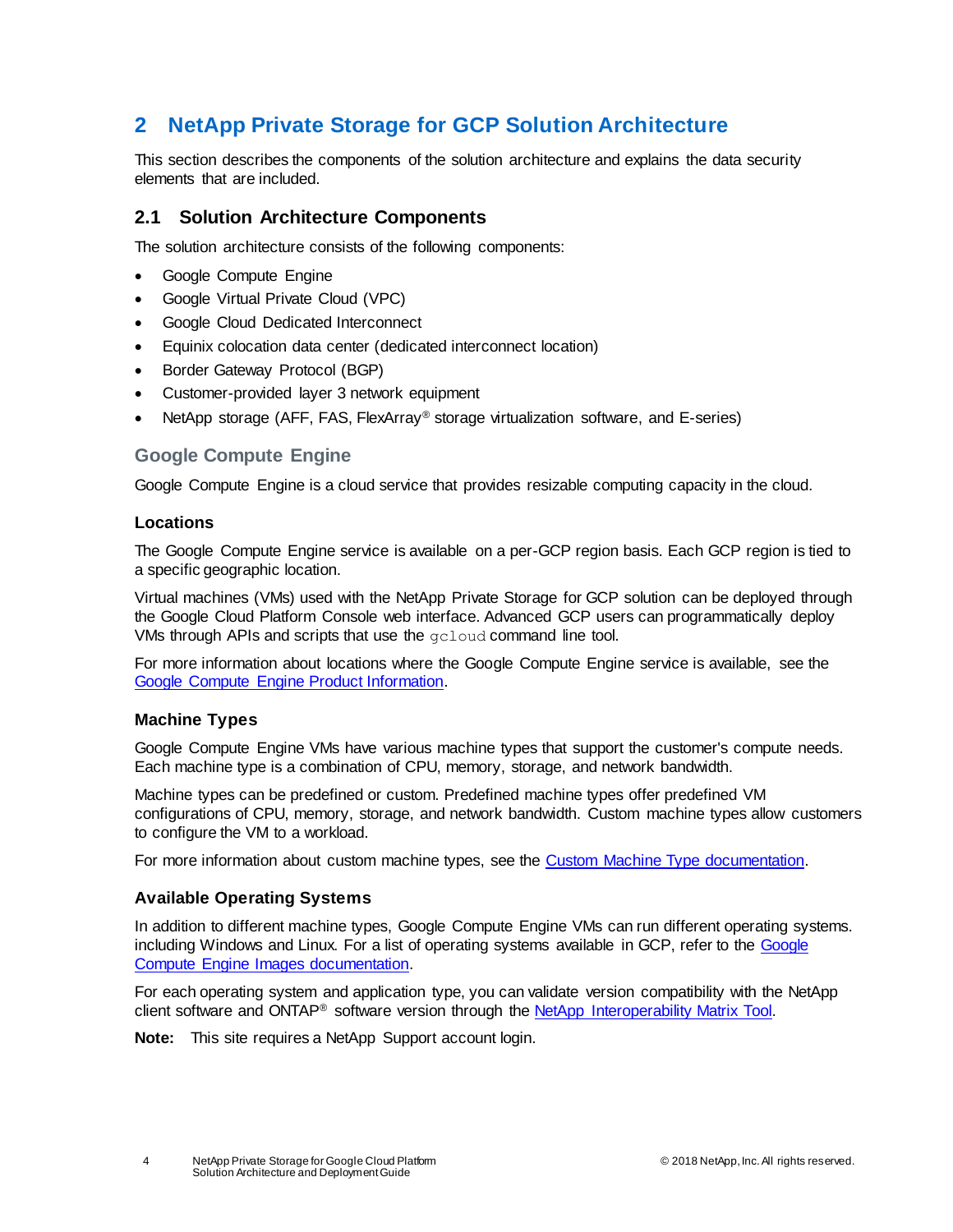# 2 NetApp Private Storage for GCP Solution Architecture

This section describes the components of the solution architecture and explains the data security elements that are included.

## 2.1 Solution Architecture Components

The solution architecture consists of the following components:

- Google Compute Engine
- Google Virtual Private Cloud (VPC)
- Google Cloud Dedicated Interconnect
- Equinix colocation data center (dedicated interconnect location)
- Border Gateway Protocol (BGP)
- Customer-provided layer 3 network equipment
- NetApp storage (AFF, FAS, FlexArray® storage virtualization software, and E-series)

### Google Compute Engine

Google Compute Engine is a cloud service that provides resizable computing capacity in the cloud.

#### Locations

The Google Compute Engine service is available on a per-GCP region basis. Each GCP region is tied to a specific geographic location.

Virtual machines (VMs) used with the NetApp Private Storage for GCP solution can be deployed through the Google Cloud Platform Console web interface. Advanced GCP users can programmatically deploy VMs through APIs and scripts that use the `gcloud` command line tool.

For more information about locations where the Google Compute Engine service is available, see the Google Compute Engine Product Information.

#### Machine Types

Google Compute Engine VMs have various machine types that support the customer's compute needs. Each machine type is a combination of CPU, memory, storage, and network bandwidth.

Machine types can be predefined or custom. Predefined machine types offer predefined VM configurations of CPU, memory, storage, and network bandwidth. Custom machine types allow customers to configure the VM to a workload.

For more information about custom machine types, see the Custom Machine Type documentation.

#### Available Operating Systems

In addition to different machine types, Google Compute Engine VMs can run different operating systems. including Windows and Linux. For a list of operating systems available in GCP, refer to the Google Compute Engine Images documentation.

For each operating system and application type, you can validate version compatibility with the NetApp client software and ONTAP® software version through the NetApp Interoperability Matrix Tool.

**Note:** This site requires a NetApp Support account login.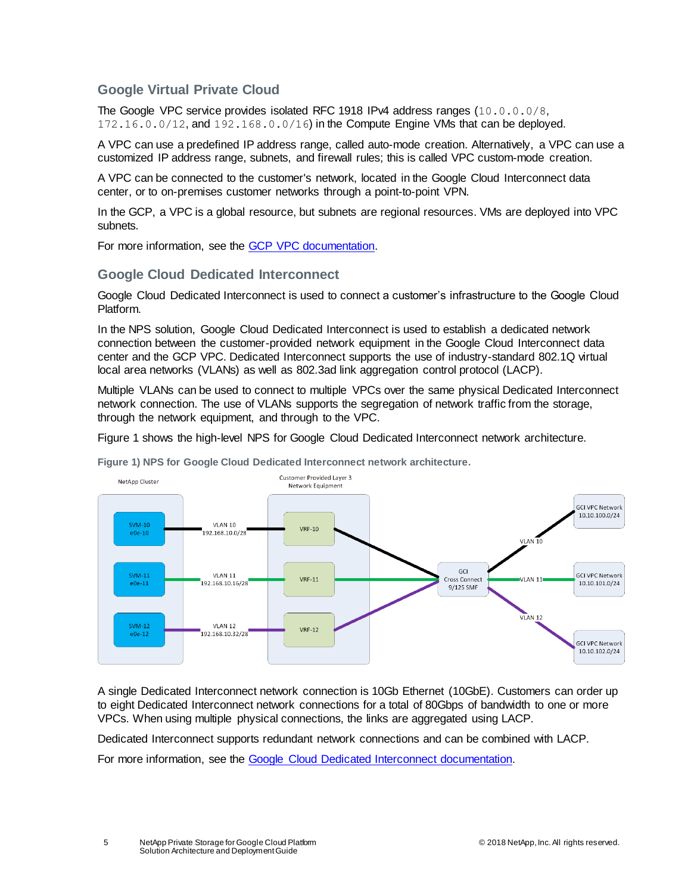## Google Virtual Private Cloud

The Google VPC service provides isolated RFC 1918 IPv4 address ranges (`10.0.0.0/8`, `172.16.0.0/12`, and `192.168.0.0/16`) in the Compute Engine VMs that can be deployed.

A VPC can use a predefined IP address range, called auto-mode creation. Alternatively, a VPC can use a customized IP address range, subnets, and firewall rules; this is called VPC custom-mode creation.

A VPC can be connected to the customer's network, located in the Google Cloud Interconnect data center, or to on-premises customer networks through a point-to-point VPN.

In the GCP, a VPC is a global resource, but subnets are regional resources. VMs are deployed into VPC subnets.

For more information, see the [GCP VPC documentation](#).

## Google Cloud Dedicated Interconnect

Google Cloud Dedicated Interconnect is used to connect a customer's infrastructure to the Google Cloud Platform.

In the NPS solution, Google Cloud Dedicated Interconnect is used to establish a dedicated network connection between the customer-provided network equipment in the Google Cloud Interconnect data center and the GCP VPC. Dedicated Interconnect supports the use of industry-standard 802.1Q virtual local area networks (VLANs) as well as 802.3ad link aggregation control protocol (LACP).

Multiple VLANs can be used to connect to multiple VPCs over the same physical Dedicated Interconnect network connection. The use of VLANs supports the segregation of network traffic from the storage, through the network equipment, and through to the VPC.

Figure 1 shows the high-level NPS for Google Cloud Dedicated Interconnect network architecture.

**Figure 1) NPS for Google Cloud Dedicated Interconnect network architecture.**

NetApp Cluster
Customer Provided Layer 3 Network Equipment
SVM-10 e0e-10
SVM-11 e0e-11
SVM-12 e0e-12
VLAN 10 192.168.10.0/28
VLAN 11 192.168.10.16/28
VLAN 12 192.168.10.32/28
VRF-10
VRF-11
VRF-12
GCI Cross Connect 9/125 SMF
VLAN 10
VLAN 11
VLAN 12
GCI VPC Network 10.10.100.0/24
GCI VPC Network 10.10.101.0/24
GCI VPC Network 10.10.102.0/24

A single Dedicated Interconnect network connection is 10Gb Ethernet (10GbE). Customers can order up to eight Dedicated Interconnect network connections for a total of 80Gbps of bandwidth to one or more VPCs. When using multiple physical connections, the links are aggregated using LACP.

Dedicated Interconnect supports redundant network connections and can be combined with LACP.

For more information, see the [Google Cloud Dedicated Interconnect documentation](#).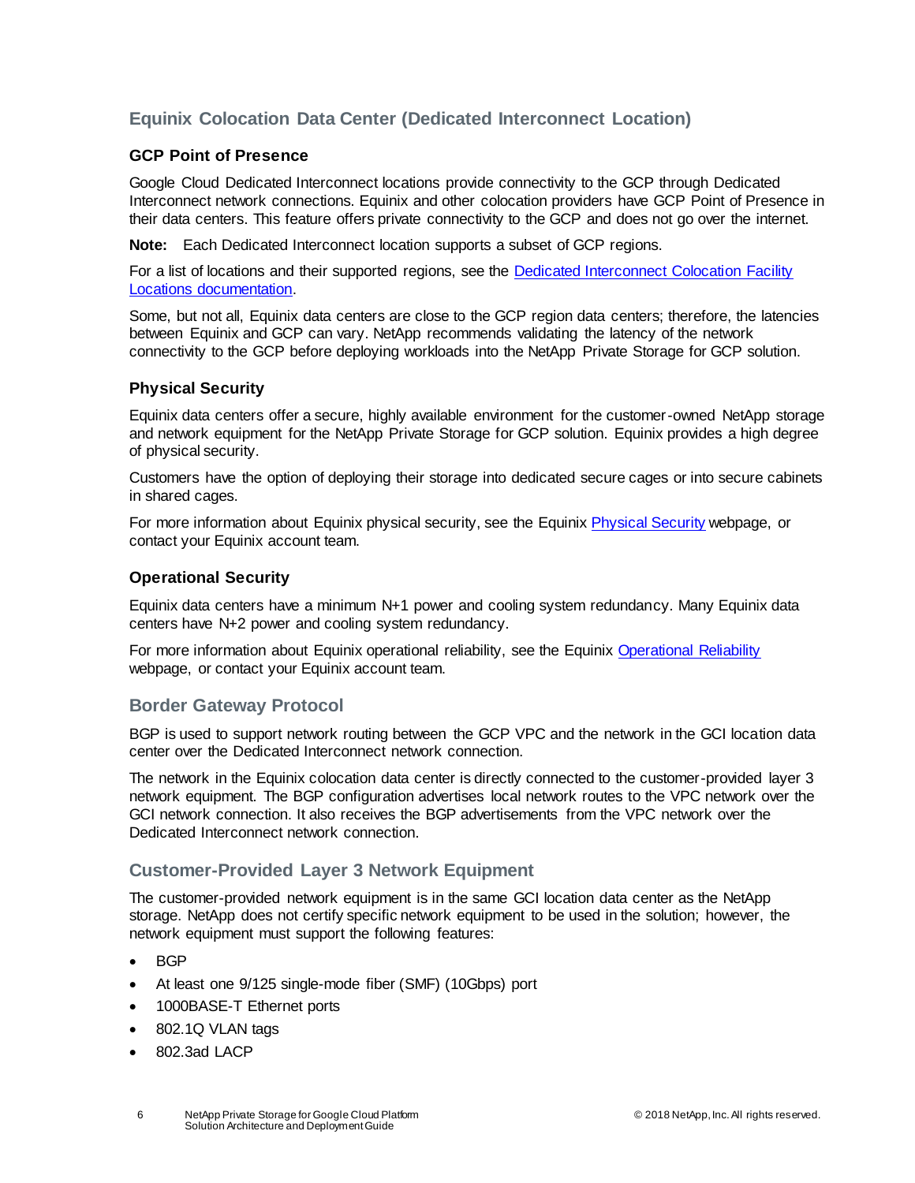## Equinix Colocation Data Center (Dedicated Interconnect Location)

### GCP Point of Presence

Google Cloud Dedicated Interconnect locations provide connectivity to the GCP through Dedicated Interconnect network connections. Equinix and other colocation providers have GCP Point of Presence in their data centers. This feature offers private connectivity to the GCP and does not go over the internet.

**Note:** Each Dedicated Interconnect location supports a subset of GCP regions.

For a list of locations and their supported regions, see the [Dedicated Interconnect Colocation Facility Locations documentation](#).

Some, but not all, Equinix data centers are close to the GCP region data centers; therefore, the latencies between Equinix and GCP can vary. NetApp recommends validating the latency of the network connectivity to the GCP before deploying workloads into the NetApp Private Storage for GCP solution.

### Physical Security

Equinix data centers offer a secure, highly available environment for the customer-owned NetApp storage and network equipment for the NetApp Private Storage for GCP solution. Equinix provides a high degree of physical security.

Customers have the option of deploying their storage into dedicated secure cages or into secure cabinets in shared cages.

For more information about Equinix physical security, see the Equinix [Physical Security](#) webpage, or contact your Equinix account team.

### Operational Security

Equinix data centers have a minimum N+1 power and cooling system redundancy. Many Equinix data centers have N+2 power and cooling system redundancy.

For more information about Equinix operational reliability, see the Equinix [Operational Reliability](#) webpage, or contact your Equinix account team.

## Border Gateway Protocol

BGP is used to support network routing between the GCP VPC and the network in the GCI location data center over the Dedicated Interconnect network connection.

The network in the Equinix colocation data center is directly connected to the customer-provided layer 3 network equipment. The BGP configuration advertises local network routes to the VPC network over the GCI network connection. It also receives the BGP advertisements from the VPC network over the Dedicated Interconnect network connection.

## Customer-Provided Layer 3 Network Equipment

The customer-provided network equipment is in the same GCI location data center as the NetApp storage. NetApp does not certify specific network equipment to be used in the solution; however, the network equipment must support the following features:

- BGP
- At least one 9/125 single-mode fiber (SMF) (10Gbps) port
- 1000BASE-T Ethernet ports
- 802.1Q VLAN tags
- 802.3ad LACP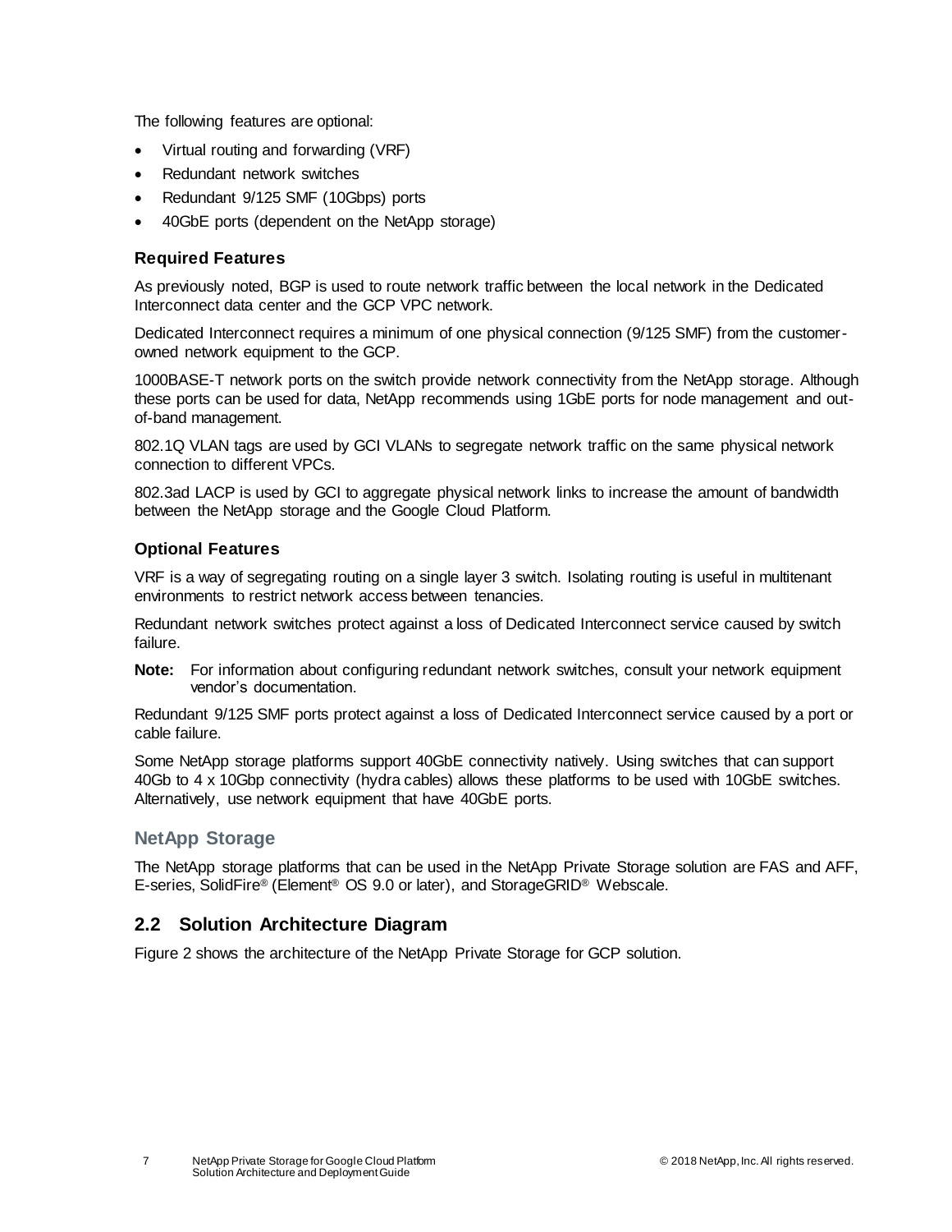The following features are optional:

- Virtual routing and forwarding (VRF)
- Redundant network switches
- Redundant 9/125 SMF (10Gbps) ports
- 40GbE ports (dependent on the NetApp storage)

### Required Features

As previously noted, BGP is used to route network traffic between the local network in the Dedicated Interconnect data center and the GCP VPC network.

Dedicated Interconnect requires a minimum of one physical connection (9/125 SMF) from the customer-owned network equipment to the GCP.

1000BASE-T network ports on the switch provide network connectivity from the NetApp storage. Although these ports can be used for data, NetApp recommends using 1GbE ports for node management and out-of-band management.

802.1Q VLAN tags are used by GCI VLANs to segregate network traffic on the same physical network connection to different VPCs.

802.3ad LACP is used by GCI to aggregate physical network links to increase the amount of bandwidth between the NetApp storage and the Google Cloud Platform.

### Optional Features

VRF is a way of segregating routing on a single layer 3 switch. Isolating routing is useful in multitenant environments to restrict network access between tenancies.

Redundant network switches protect against a loss of Dedicated Interconnect service caused by switch failure.

**Note:** For information about configuring redundant network switches, consult your network equipment vendor's documentation.

Redundant 9/125 SMF ports protect against a loss of Dedicated Interconnect service caused by a port or cable failure.

Some NetApp storage platforms support 40GbE connectivity natively. Using switches that can support 40Gb to 4 x 10Gbp connectivity (hydra cables) allows these platforms to be used with 10GbE switches. Alternatively, use network equipment that have 40GbE ports.

### NetApp Storage

The NetApp storage platforms that can be used in the NetApp Private Storage solution are FAS and AFF, E-series, SolidFire® (Element® OS 9.0 or later), and StorageGRID® Webscale.

## 2.2 Solution Architecture Diagram

Figure 2 shows the architecture of the NetApp Private Storage for GCP solution.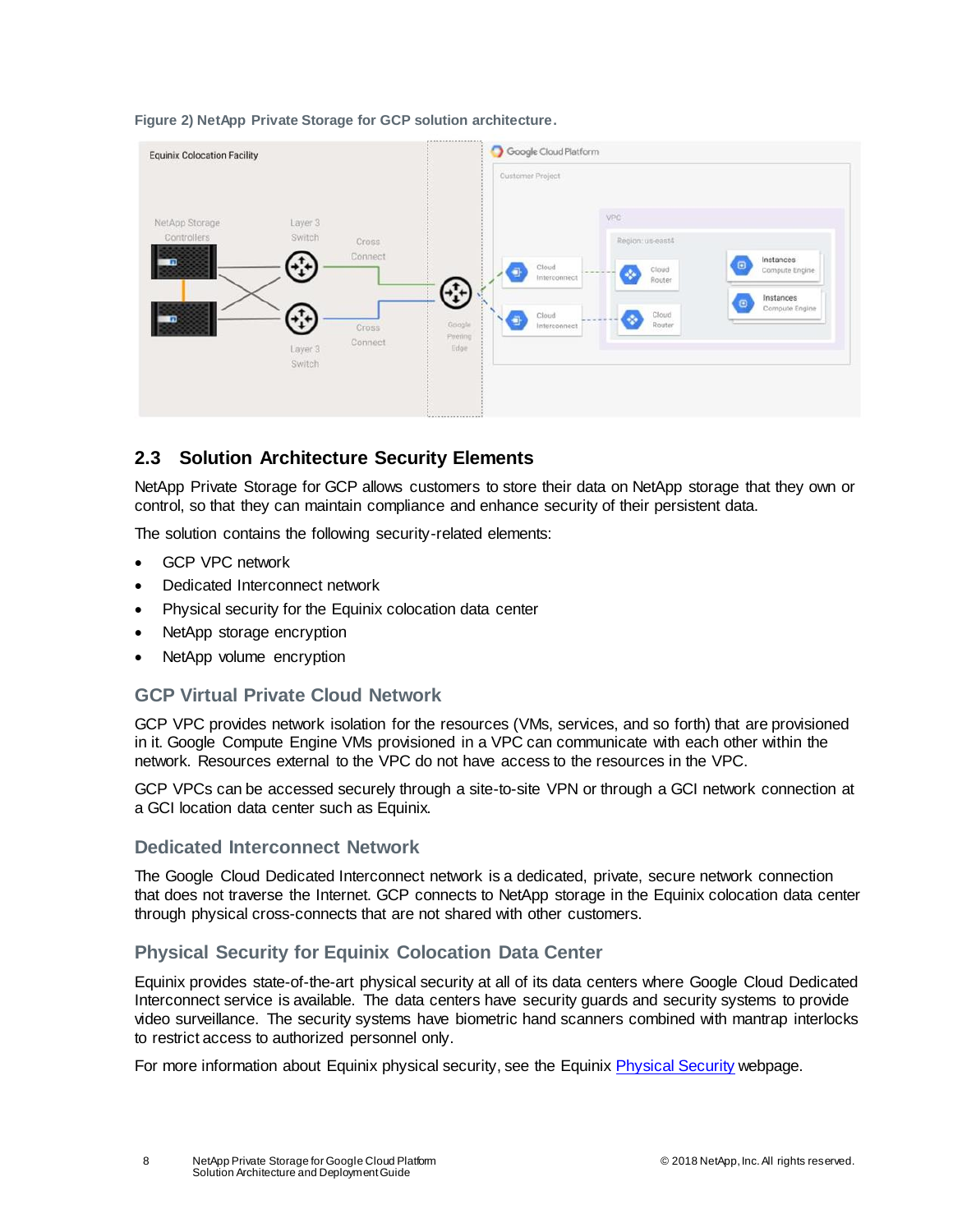**Figure 2) NetApp Private Storage for GCP solution architecture.**

Equinix Colocation Facility

NetApp Storage Controllers

Layer 3 Switch

Cross Connect

Cross Connect

Layer 3 Switch

Google Peering Edge

Google Cloud Platform

Customer Project

VPC

Region: us-east4

Cloud Interconnect

Cloud Router

Cloud Interconnect

Cloud Router

Instances Compute Engine

Instances Compute Engine

## 2.3 Solution Architecture Security Elements

NetApp Private Storage for GCP allows customers to store their data on NetApp storage that they own or control, so that they can maintain compliance and enhance security of their persistent data.

The solution contains the following security-related elements:

- GCP VPC network
- Dedicated Interconnect network
- Physical security for the Equinix colocation data center
- NetApp storage encryption
- NetApp volume encryption

### GCP Virtual Private Cloud Network

GCP VPC provides network isolation for the resources (VMs, services, and so forth) that are provisioned in it. Google Compute Engine VMs provisioned in a VPC can communicate with each other within the network. Resources external to the VPC do not have access to the resources in the VPC.

GCP VPCs can be accessed securely through a site-to-site VPN or through a GCI network connection at a GCI location data center such as Equinix.

### Dedicated Interconnect Network

The Google Cloud Dedicated Interconnect network is a dedicated, private, secure network connection that does not traverse the Internet. GCP connects to NetApp storage in the Equinix colocation data center through physical cross-connects that are not shared with other customers.

### Physical Security for Equinix Colocation Data Center

Equinix provides state-of-the-art physical security at all of its data centers where Google Cloud Dedicated Interconnect service is available. The data centers have security guards and security systems to provide video surveillance. The security systems have biometric hand scanners combined with mantrap interlocks to restrict access to authorized personnel only.

For more information about Equinix physical security, see the Equinix Physical Security webpage.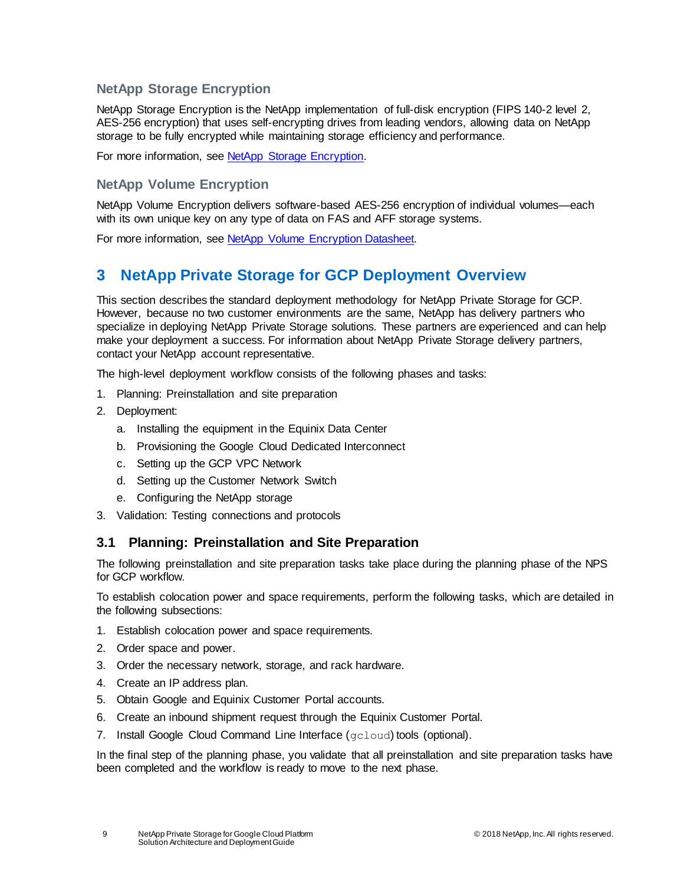### NetApp Storage Encryption

NetApp Storage Encryption is the NetApp implementation of full-disk encryption (FIPS 140-2 level 2, AES-256 encryption) that uses self-encrypting drives from leading vendors, allowing data on NetApp storage to be fully encrypted while maintaining storage efficiency and performance.

For more information, see NetApp Storage Encryption.

### NetApp Volume Encryption

NetApp Volume Encryption delivers software-based AES-256 encryption of individual volumes—each with its own unique key on any type of data on FAS and AFF storage systems.

For more information, see NetApp Volume Encryption Datasheet.

# 3 NetApp Private Storage for GCP Deployment Overview

This section describes the standard deployment methodology for NetApp Private Storage for GCP. However, because no two customer environments are the same, NetApp has delivery partners who specialize in deploying NetApp Private Storage solutions. These partners are experienced and can help make your deployment a success. For information about NetApp Private Storage delivery partners, contact your NetApp account representative.

The high-level deployment workflow consists of the following phases and tasks:

1. Planning: Preinstallation and site preparation
2. Deployment:
   a. Installing the equipment in the Equinix Data Center
   b. Provisioning the Google Cloud Dedicated Interconnect
   c. Setting up the GCP VPC Network
   d. Setting up the Customer Network Switch
   e. Configuring the NetApp storage
3. Validation: Testing connections and protocols

## 3.1 Planning: Preinstallation and Site Preparation

The following preinstallation and site preparation tasks take place during the planning phase of the NPS for GCP workflow.

To establish colocation power and space requirements, perform the following tasks, which are detailed in the following subsections:

1. Establish colocation power and space requirements.
2. Order space and power.
3. Order the necessary network, storage, and rack hardware.
4. Create an IP address plan.
5. Obtain Google and Equinix Customer Portal accounts.
6. Create an inbound shipment request through the Equinix Customer Portal.
7. Install Google Cloud Command Line Interface (`gcloud`) tools (optional).

In the final step of the planning phase, you validate that all preinstallation and site preparation tasks have been completed and the workflow is ready to move to the next phase.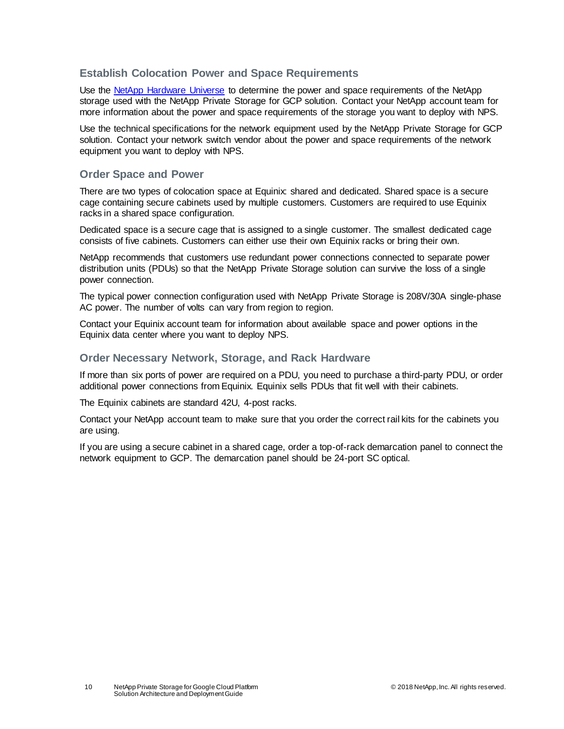### Establish Colocation Power and Space Requirements

Use the NetApp Hardware Universe to determine the power and space requirements of the NetApp storage used with the NetApp Private Storage for GCP solution. Contact your NetApp account team for more information about the power and space requirements of the storage you want to deploy with NPS.

Use the technical specifications for the network equipment used by the NetApp Private Storage for GCP solution. Contact your network switch vendor about the power and space requirements of the network equipment you want to deploy with NPS.

### Order Space and Power

There are two types of colocation space at Equinix: shared and dedicated. Shared space is a secure cage containing secure cabinets used by multiple customers. Customers are required to use Equinix racks in a shared space configuration.

Dedicated space is a secure cage that is assigned to a single customer. The smallest dedicated cage consists of five cabinets. Customers can either use their own Equinix racks or bring their own.

NetApp recommends that customers use redundant power connections connected to separate power distribution units (PDUs) so that the NetApp Private Storage solution can survive the loss of a single power connection.

The typical power connection configuration used with NetApp Private Storage is 208V/30A single-phase AC power. The number of volts can vary from region to region.

Contact your Equinix account team for information about available space and power options in the Equinix data center where you want to deploy NPS.

### Order Necessary Network, Storage, and Rack Hardware

If more than six ports of power are required on a PDU, you need to purchase a third-party PDU, or order additional power connections from Equinix. Equinix sells PDUs that fit well with their cabinets.

The Equinix cabinets are standard 42U, 4-post racks.

Contact your NetApp account team to make sure that you order the correct rail kits for the cabinets you are using.

If you are using a secure cabinet in a shared cage, order a top-of-rack demarcation panel to connect the network equipment to GCP. The demarcation panel should be 24-port SC optical.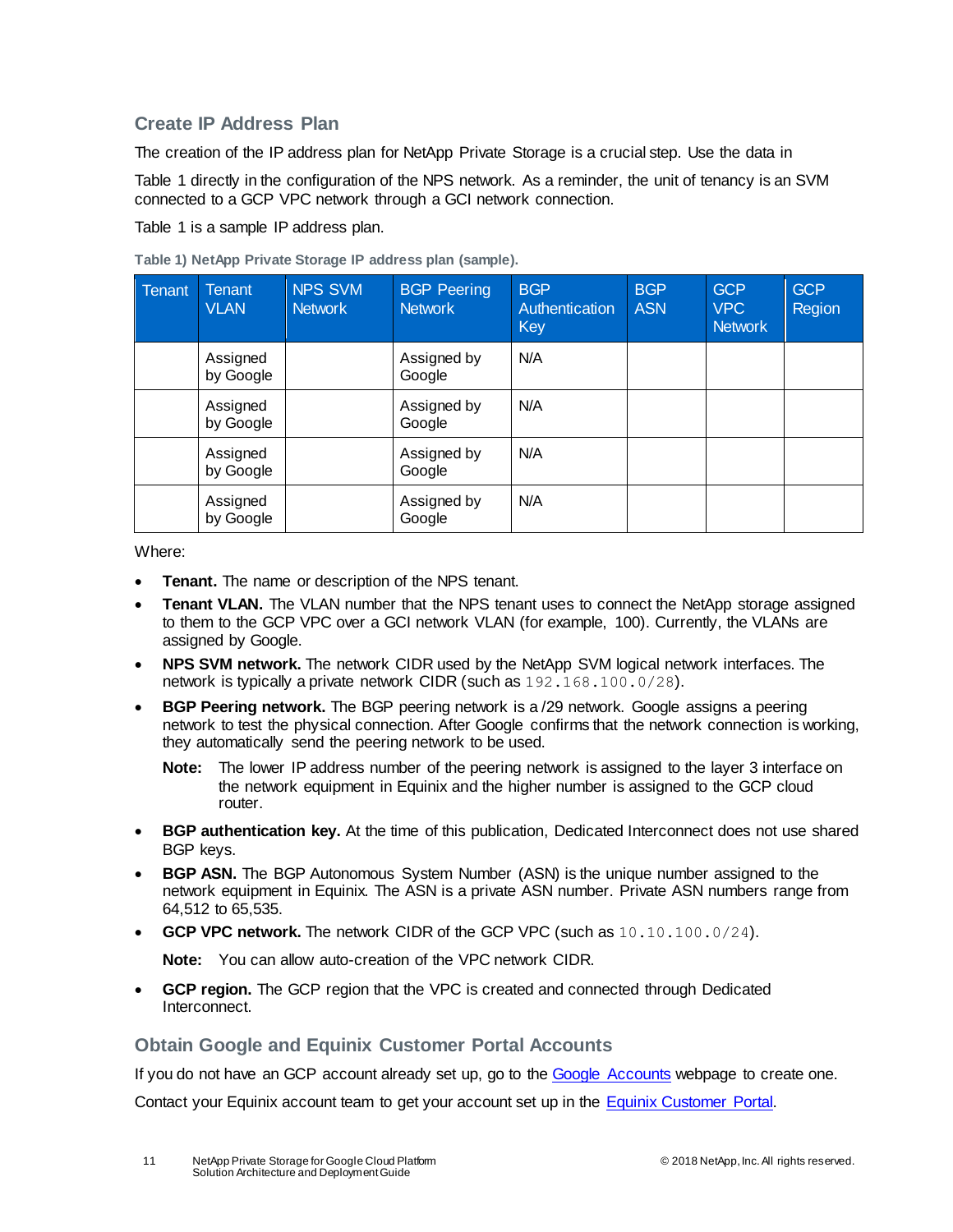### Create IP Address Plan

The creation of the IP address plan for NetApp Private Storage is a crucial step. Use the data in

Table 1 directly in the configuration of the NPS network. As a reminder, the unit of tenancy is an SVM connected to a GCP VPC network through a GCI network connection.

Table 1 is a sample IP address plan.

**Table 1) NetApp Private Storage IP address plan (sample).**

| Tenant | Tenant VLAN | NPS SVM Network | BGP Peering Network | BGP Authentication Key | BGP ASN | GCP VPC Network | GCP Region |
|---|---|---|---|---|---|---|---|
| | Assigned by Google | | Assigned by Google | N/A | | | |
| | Assigned by Google | | Assigned by Google | N/A | | | |
| | Assigned by Google | | Assigned by Google | N/A | | | |
| | Assigned by Google | | Assigned by Google | N/A | | | |

Where:

- **Tenant.** The name or description of the NPS tenant.
- **Tenant VLAN.** The VLAN number that the NPS tenant uses to connect the NetApp storage assigned to them to the GCP VPC over a GCI network VLAN (for example, 100). Currently, the VLANs are assigned by Google.
- **NPS SVM network.** The network CIDR used by the NetApp SVM logical network interfaces. The network is typically a private network CIDR (such as `192.168.100.0/28`).
- **BGP Peering network.** The BGP peering network is a /29 network. Google assigns a peering network to test the physical connection. After Google confirms that the network connection is working, they automatically send the peering network to be used.

  **Note:** The lower IP address number of the peering network is assigned to the layer 3 interface on the network equipment in Equinix and the higher number is assigned to the GCP cloud router.

- **BGP authentication key.** At the time of this publication, Dedicated Interconnect does not use shared BGP keys.
- **BGP ASN.** The BGP Autonomous System Number (ASN) is the unique number assigned to the network equipment in Equinix. The ASN is a private ASN number. Private ASN numbers range from 64,512 to 65,535.
- **GCP VPC network.** The network CIDR of the GCP VPC (such as `10.10.100.0/24`).

  **Note:** You can allow auto-creation of the VPC network CIDR.

- **GCP region.** The GCP region that the VPC is created and connected through Dedicated Interconnect.

### Obtain Google and Equinix Customer Portal Accounts

If you do not have an GCP account already set up, go to the [Google Accounts] webpage to create one.

Contact your Equinix account team to get your account set up in the [Equinix Customer Portal].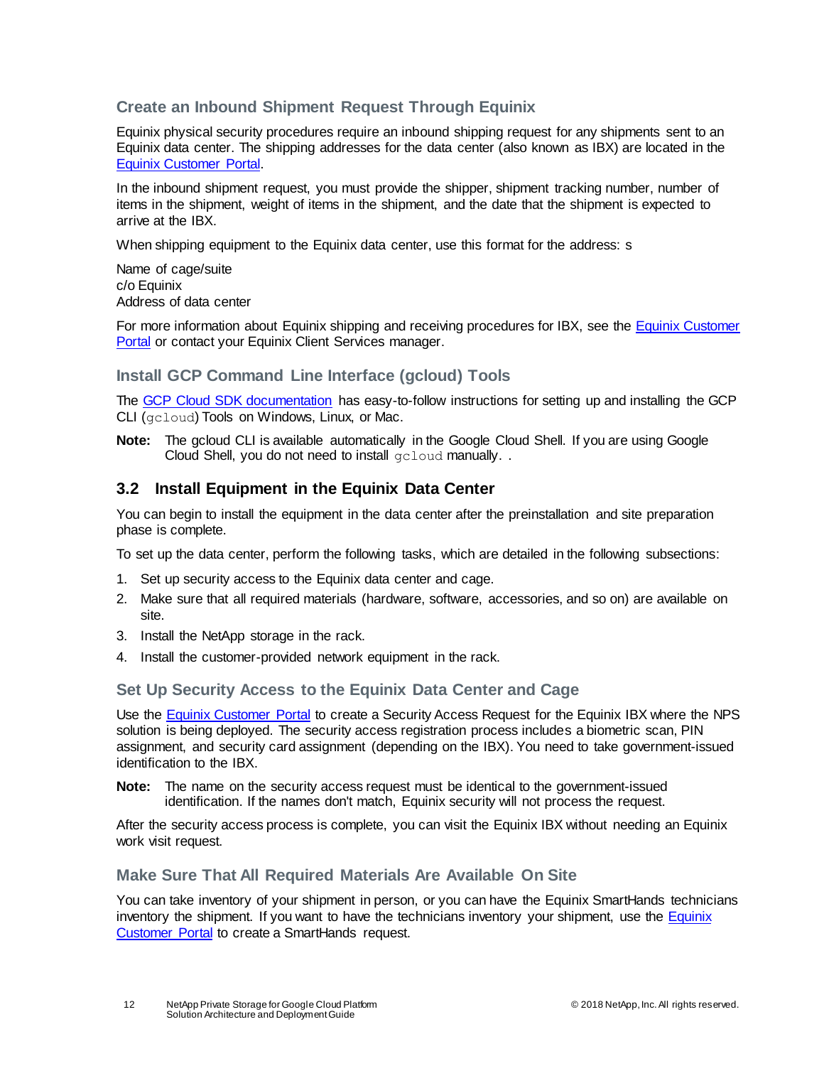### Create an Inbound Shipment Request Through Equinix

Equinix physical security procedures require an inbound shipping request for any shipments sent to an Equinix data center. The shipping addresses for the data center (also known as IBX) are located in the Equinix Customer Portal.

In the inbound shipment request, you must provide the shipper, shipment tracking number, number of items in the shipment, weight of items in the shipment, and the date that the shipment is expected to arrive at the IBX.

When shipping equipment to the Equinix data center, use this format for the address: s

Name of cage/suite
c/o Equinix
Address of data center

For more information about Equinix shipping and receiving procedures for IBX, see the Equinix Customer Portal or contact your Equinix Client Services manager.

### Install GCP Command Line Interface (gcloud) Tools

The GCP Cloud SDK documentation has easy-to-follow instructions for setting up and installing the GCP CLI (`gcloud`) Tools on Windows, Linux, or Mac.

**Note:** The gcloud CLI is available automatically in the Google Cloud Shell. If you are using Google Cloud Shell, you do not need to install `gcloud` manually. .

## 3.2 Install Equipment in the Equinix Data Center

You can begin to install the equipment in the data center after the preinstallation and site preparation phase is complete.

To set up the data center, perform the following tasks, which are detailed in the following subsections:

1. Set up security access to the Equinix data center and cage.
2. Make sure that all required materials (hardware, software, accessories, and so on) are available on site.
3. Install the NetApp storage in the rack.
4. Install the customer-provided network equipment in the rack.

### Set Up Security Access to the Equinix Data Center and Cage

Use the Equinix Customer Portal to create a Security Access Request for the Equinix IBX where the NPS solution is being deployed. The security access registration process includes a biometric scan, PIN assignment, and security card assignment (depending on the IBX). You need to take government-issued identification to the IBX.

**Note:** The name on the security access request must be identical to the government-issued identification. If the names don't match, Equinix security will not process the request.

After the security access process is complete, you can visit the Equinix IBX without needing an Equinix work visit request.

### Make Sure That All Required Materials Are Available On Site

You can take inventory of your shipment in person, or you can have the Equinix SmartHands technicians inventory the shipment. If you want to have the technicians inventory your shipment, use the Equinix Customer Portal to create a SmartHands request.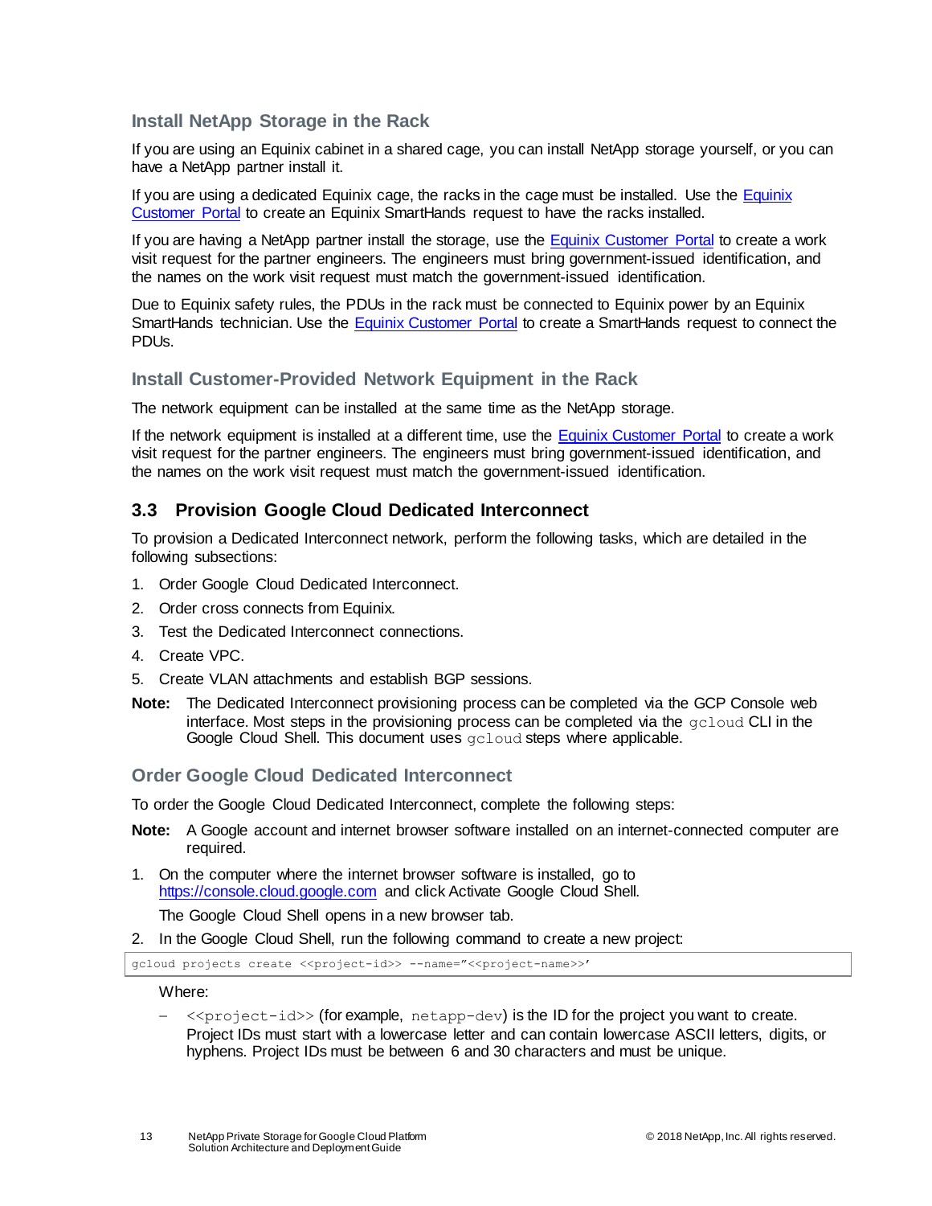### Install NetApp Storage in the Rack

If you are using an Equinix cabinet in a shared cage, you can install NetApp storage yourself, or you can have a NetApp partner install it.

If you are using a dedicated Equinix cage, the racks in the cage must be installed. Use the [Equinix Customer Portal] to create an Equinix SmartHands request to have the racks installed.

If you are having a NetApp partner install the storage, use the [Equinix Customer Portal] to create a work visit request for the partner engineers. The engineers must bring government-issued identification, and the names on the work visit request must match the government-issued identification.

Due to Equinix safety rules, the PDUs in the rack must be connected to Equinix power by an Equinix SmartHands technician. Use the [Equinix Customer Portal] to create a SmartHands request to connect the PDUs.

### Install Customer-Provided Network Equipment in the Rack

The network equipment can be installed at the same time as the NetApp storage.

If the network equipment is installed at a different time, use the [Equinix Customer Portal] to create a work visit request for the partner engineers. The engineers must bring government-issued identification, and the names on the work visit request must match the government-issued identification.

## 3.3 Provision Google Cloud Dedicated Interconnect

To provision a Dedicated Interconnect network, perform the following tasks, which are detailed in the following subsections:

1. Order Google Cloud Dedicated Interconnect.
2. Order cross connects from Equinix.
3. Test the Dedicated Interconnect connections.
4. Create VPC.
5. Create VLAN attachments and establish BGP sessions.

**Note:** The Dedicated Interconnect provisioning process can be completed via the GCP Console web interface. Most steps in the provisioning process can be completed via the `gcloud` CLI in the Google Cloud Shell. This document uses `gcloud` steps where applicable.

### Order Google Cloud Dedicated Interconnect

To order the Google Cloud Dedicated Interconnect, complete the following steps:

**Note:** A Google account and internet browser software installed on an internet-connected computer are required.

1. On the computer where the internet browser software is installed, go to https://console.cloud.google.com and click Activate Google Cloud Shell.

   The Google Cloud Shell opens in a new browser tab.

2. In the Google Cloud Shell, run the following command to create a new project:

```
gcloud projects create <<project-id>> --name="<<project-name>>'
```

   Where:

   – `<<project-id>>` (for example, `netapp-dev`) is the ID for the project you want to create. Project IDs must start with a lowercase letter and can contain lowercase ASCII letters, digits, or hyphens. Project IDs must be between 6 and 30 characters and must be unique.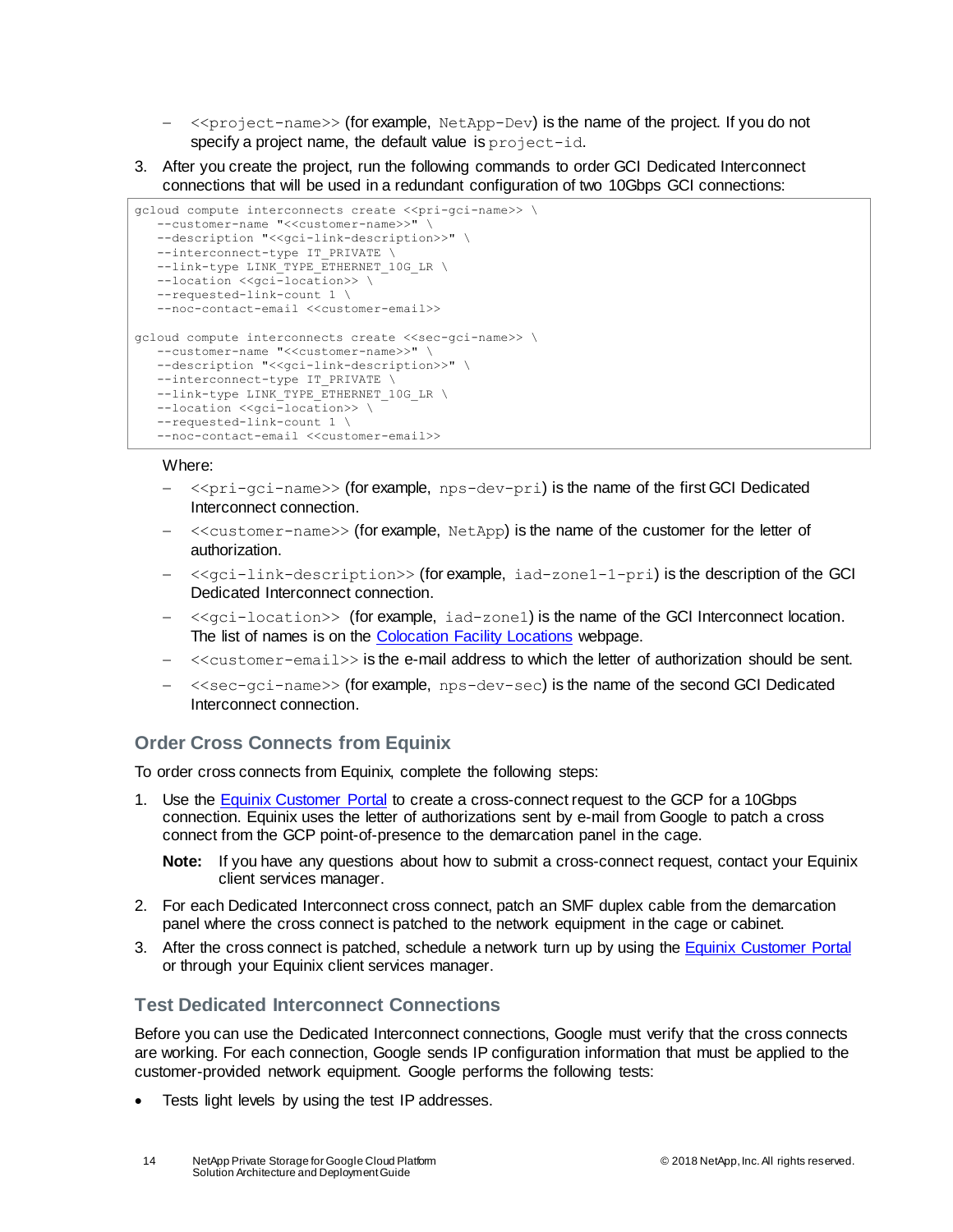- `<<project-name>>` (for example, `NetApp-Dev`) is the name of the project. If you do not specify a project name, the default value is `project-id`.

3. After you create the project, run the following commands to order GCI Dedicated Interconnect connections that will be used in a redundant configuration of two 10Gbps GCI connections:

```
gcloud compute interconnects create <<pri-gci-name>> \
   --customer-name "<<customer-name>>" \
   --description "<<gci-link-description>>" \
   --interconnect-type IT_PRIVATE \
   --link-type LINK_TYPE_ETHERNET_10G_LR \
   --location <<gci-location>> \
   --requested-link-count 1 \
   --noc-contact-email <<customer-email>>

gcloud compute interconnects create <<sec-gci-name>> \
   --customer-name "<<customer-name>>" \
   --description "<<gci-link-description>>" \
   --interconnect-type IT_PRIVATE \
   --link-type LINK_TYPE_ETHERNET_10G_LR \
   --location <<gci-location>> \
   --requested-link-count 1 \
   --noc-contact-email <<customer-email>>
```

Where:

- `<<pri-gci-name>>` (for example, `nps-dev-pri`) is the name of the first GCI Dedicated Interconnect connection.
- `<<customer-name>>` (for example, `NetApp`) is the name of the customer for the letter of authorization.
- `<<gci-link-description>>` (for example, `iad-zone1-1-pri`) is the description of the GCI Dedicated Interconnect connection.
- `<<gci-location>>` (for example, `iad-zone1`) is the name of the GCI Interconnect location. The list of names is on the Colocation Facility Locations webpage.
- `<<customer-email>>` is the e-mail address to which the letter of authorization should be sent.
- `<<sec-gci-name>>` (for example, `nps-dev-sec`) is the name of the second GCI Dedicated Interconnect connection.

### Order Cross Connects from Equinix

To order cross connects from Equinix, complete the following steps:

1. Use the Equinix Customer Portal to create a cross-connect request to the GCP for a 10Gbps connection. Equinix uses the letter of authorizations sent by e-mail from Google to patch a cross connect from the GCP point-of-presence to the demarcation panel in the cage.

   **Note:** If you have any questions about how to submit a cross-connect request, contact your Equinix client services manager.

2. For each Dedicated Interconnect cross connect, patch an SMF duplex cable from the demarcation panel where the cross connect is patched to the network equipment in the cage or cabinet.
3. After the cross connect is patched, schedule a network turn up by using the Equinix Customer Portal or through your Equinix client services manager.

### Test Dedicated Interconnect Connections

Before you can use the Dedicated Interconnect connections, Google must verify that the cross connects are working. For each connection, Google sends IP configuration information that must be applied to the customer-provided network equipment. Google performs the following tests:

- Tests light levels by using the test IP addresses.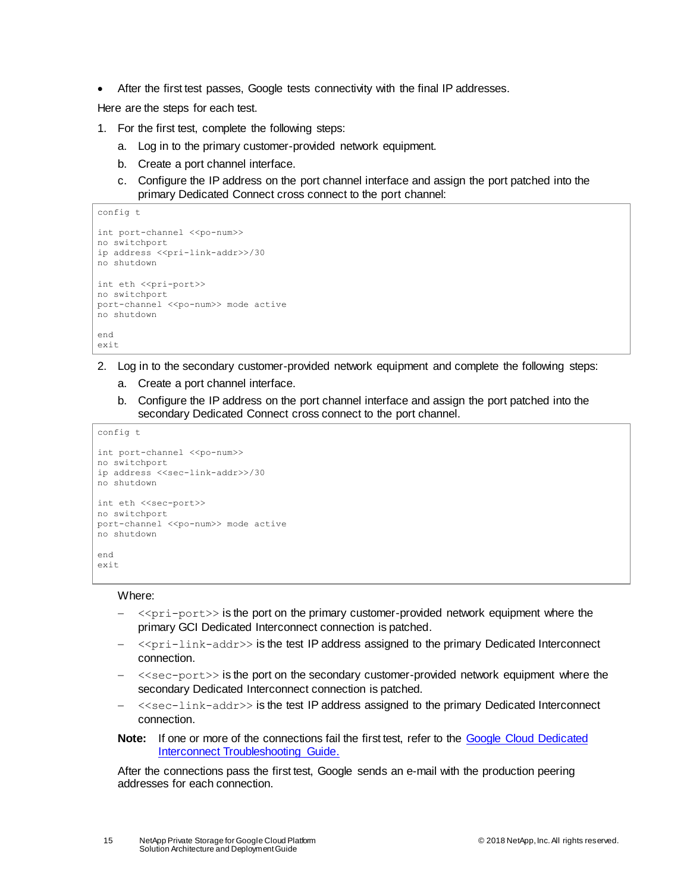- After the first test passes, Google tests connectivity with the final IP addresses.

Here are the steps for each test.

1. For the first test, complete the following steps:
   a. Log in to the primary customer-provided network equipment.
   b. Create a port channel interface.
   c. Configure the IP address on the port channel interface and assign the port patched into the primary Dedicated Connect cross connect to the port channel:

```
config t

int port-channel <<po-num>>
no switchport
ip address <<pri-link-addr>>/30
no shutdown

int eth <<pri-port>>
no switchport
port-channel <<po-num>> mode active
no shutdown

end
exit
```

2. Log in to the secondary customer-provided network equipment and complete the following steps:
   a. Create a port channel interface.
   b. Configure the IP address on the port channel interface and assign the port patched into the secondary Dedicated Connect cross connect to the port channel.

```
config t

int port-channel <<po-num>>
no switchport
ip address <<sec-link-addr>>/30
no shutdown

int eth <<sec-port>>
no switchport
port-channel <<po-num>> mode active
no shutdown

end
exit
```

Where:

- `<<pri-port>>` is the port on the primary customer-provided network equipment where the primary GCI Dedicated Interconnect connection is patched.
- `<<pri-link-addr>>` is the test IP address assigned to the primary Dedicated Interconnect connection.
- `<<sec-port>>` is the port on the secondary customer-provided network equipment where the secondary Dedicated Interconnect connection is patched.
- `<<sec-link-addr>>` is the test IP address assigned to the primary Dedicated Interconnect connection.

**Note:** If one or more of the connections fail the first test, refer to the [Google Cloud Dedicated Interconnect Troubleshooting Guide.]()

After the connections pass the first test, Google sends an e-mail with the production peering addresses for each connection.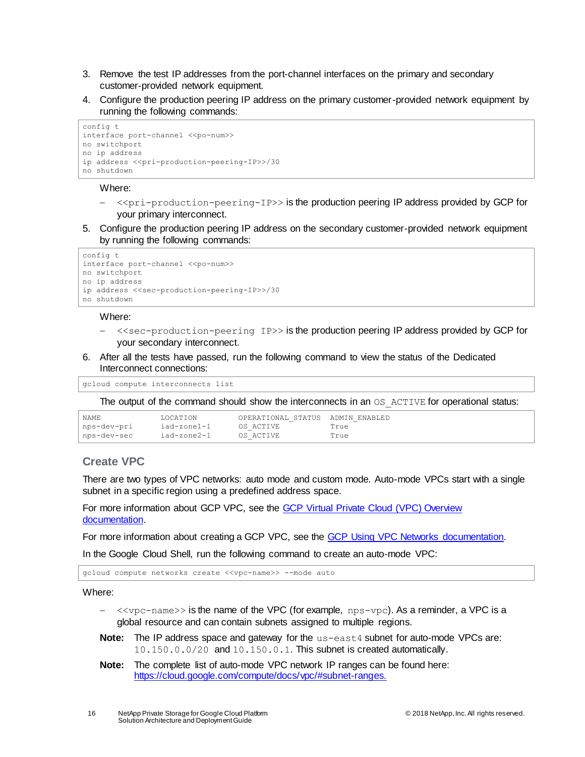3. Remove the test IP addresses from the port-channel interfaces on the primary and secondary customer-provided network equipment.
4. Configure the production peering IP address on the primary customer-provided network equipment by running the following commands:

```
config t
interface port-channel <<po-num>>
no switchport
no ip address
ip address <<pri-production-peering-IP>>/30
no shutdown
```

   Where:

   – `<<pri-production-peering-IP>>` is the production peering IP address provided by GCP for your primary interconnect.

5. Configure the production peering IP address on the secondary customer-provided network equipment by running the following commands:

```
config t
interface port-channel <<po-num>>
no switchport
no ip address
ip address <<sec-production-peering-IP>>/30
no shutdown
```

   Where:

   – `<<sec-production-peering IP>>` is the production peering IP address provided by GCP for your secondary interconnect.

6. After all the tests have passed, run the following command to view the status of the Dedicated Interconnect connections:

```
gcloud compute interconnects list
```

   The output of the command should show the interconnects in an `OS_ACTIVE` for operational status:

```
NAME          LOCATION       OPERATIONAL_STATUS  ADMIN_ENABLED
nps-dev-pri   iad-zone1-1    OS_ACTIVE           True
nps-dev-sec   iad-zone2-1    OS_ACTIVE           True
```

## Create VPC

There are two types of VPC networks: auto mode and custom mode. Auto-mode VPCs start with a single subnet in a specific region using a predefined address space.

For more information about GCP VPC, see the GCP Virtual Private Cloud (VPC) Overview documentation.

For more information about creating a GCP VPC, see the GCP Using VPC Networks documentation.

In the Google Cloud Shell, run the following command to create an auto-mode VPC:

```
gcloud compute networks create <<vpc-name>> --mode auto
```

Where:

– `<<vpc-name>>` is the name of the VPC (for example, `nps-vpc`). As a reminder, a VPC is a global resource and can contain subnets assigned to multiple regions.

**Note:** The IP address space and gateway for the `us-east4` subnet for auto-mode VPCs are: `10.150.0.0/20` and `10.150.0.1`. This subnet is created automatically.

**Note:** The complete list of auto-mode VPC network IP ranges can be found here: https://cloud.google.com/compute/docs/vpc/#subnet-ranges.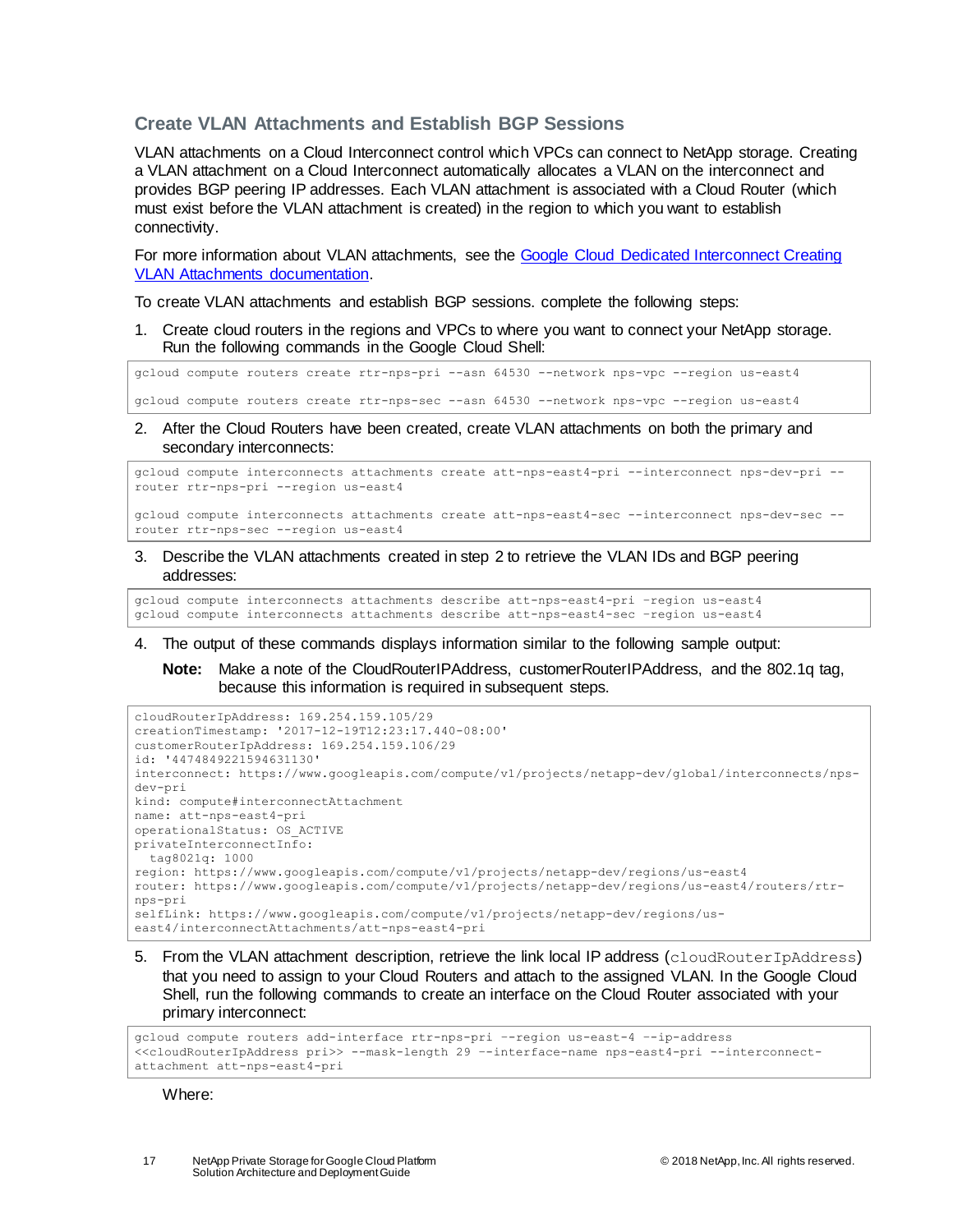### Create VLAN Attachments and Establish BGP Sessions

VLAN attachments on a Cloud Interconnect control which VPCs can connect to NetApp storage. Creating a VLAN attachment on a Cloud Interconnect automatically allocates a VLAN on the interconnect and provides BGP peering IP addresses. Each VLAN attachment is associated with a Cloud Router (which must exist before the VLAN attachment is created) in the region to which you want to establish connectivity.

For more information about VLAN attachments, see the [Google Cloud Dedicated Interconnect Creating VLAN Attachments documentation](#).

To create VLAN attachments and establish BGP sessions. complete the following steps:

1. Create cloud routers in the regions and VPCs to where you want to connect your NetApp storage. Run the following commands in the Google Cloud Shell:

```
gcloud compute routers create rtr-nps-pri --asn 64530 --network nps-vpc --region us-east4

gcloud compute routers create rtr-nps-sec --asn 64530 --network nps-vpc --region us-east4
```

2. After the Cloud Routers have been created, create VLAN attachments on both the primary and secondary interconnects:

```
gcloud compute interconnects attachments create att-nps-east4-pri --interconnect nps-dev-pri --
router rtr-nps-pri --region us-east4

gcloud compute interconnects attachments create att-nps-east4-sec --interconnect nps-dev-sec --
router rtr-nps-sec --region us-east4
```

3. Describe the VLAN attachments created in step 2 to retrieve the VLAN IDs and BGP peering addresses:

```
gcloud compute interconnects attachments describe att-nps-east4-pri –region us-east4
gcloud compute interconnects attachments describe att-nps-east4-sec –region us-east4
```

4. The output of these commands displays information similar to the following sample output:

   **Note:** Make a note of the CloudRouterIPAddress, customerRouterIPAddress, and the 802.1q tag, because this information is required in subsequent steps.

```
cloudRouterIpAddress: 169.254.159.105/29
creationTimestamp: '2017-12-19T12:23:17.440-08:00'
customerRouterIpAddress: 169.254.159.106/29
id: '4474849221594631130'
interconnect: https://www.googleapis.com/compute/v1/projects/netapp-dev/global/interconnects/nps-
dev-pri
kind: compute#interconnectAttachment
name: att-nps-east4-pri
operationalStatus: OS_ACTIVE
privateInterconnectInfo:
  tag8021q: 1000
region: https://www.googleapis.com/compute/v1/projects/netapp-dev/regions/us-east4
router: https://www.googleapis.com/compute/v1/projects/netapp-dev/regions/us-east4/routers/rtr-
nps-pri
selfLink: https://www.googleapis.com/compute/v1/projects/netapp-dev/regions/us-
east4/interconnectAttachments/att-nps-east4-pri
```

5. From the VLAN attachment description, retrieve the link local IP address (`cloudRouterIpAddress`) that you need to assign to your Cloud Routers and attach to the assigned VLAN. In the Google Cloud Shell, run the following commands to create an interface on the Cloud Router associated with your primary interconnect:

```
gcloud compute routers add-interface rtr-nps-pri –-region us-east-4 –-ip-address
<<cloudRouterIpAddress pri>> --mask-length 29 –-interface-name nps-east4-pri –-interconnect-
attachment att-nps-east4-pri
```

   Where: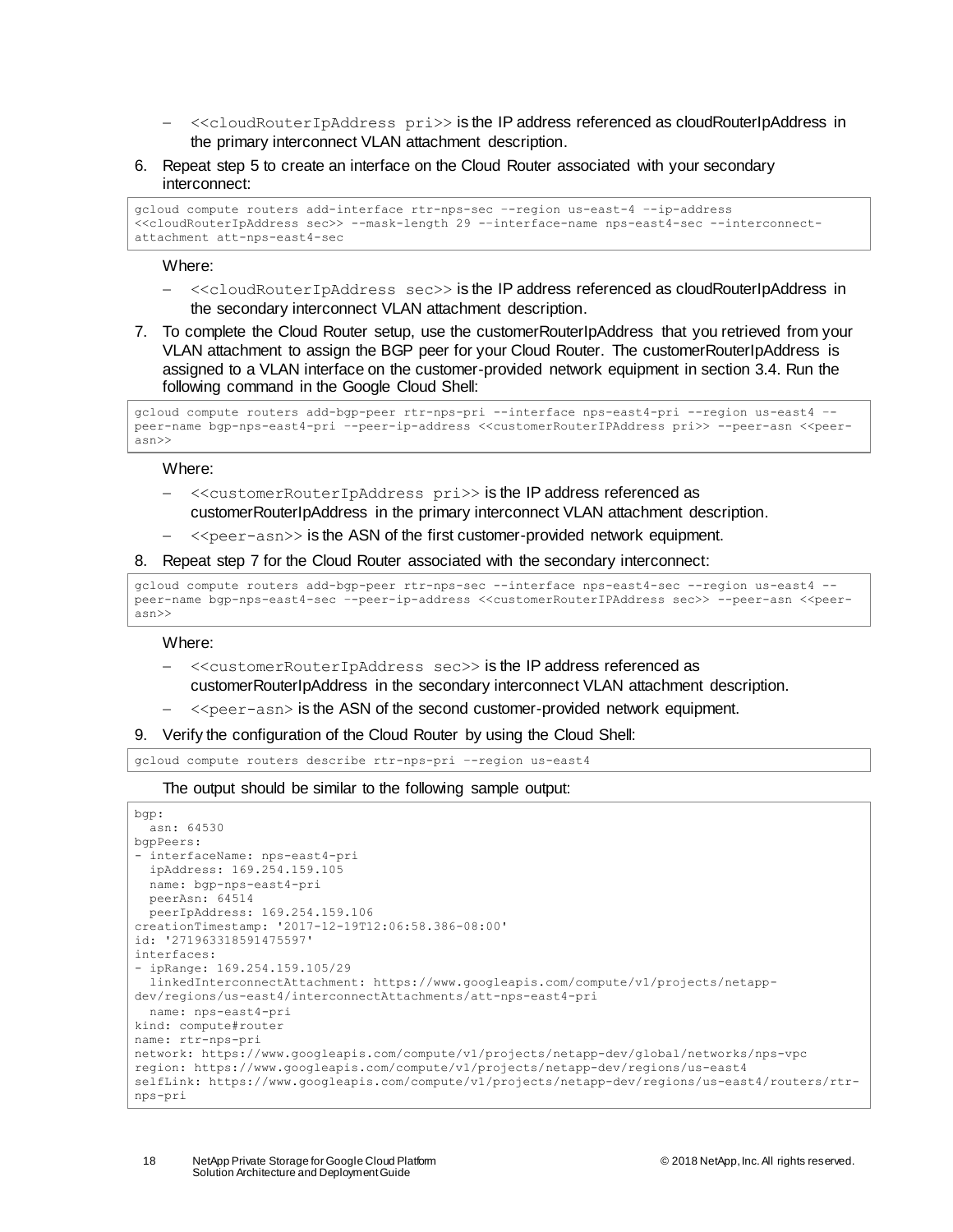- <<cloudRouterIpAddress pri>> is the IP address referenced as cloudRouterIpAddress in the primary interconnect VLAN attachment description.

6. Repeat step 5 to create an interface on the Cloud Router associated with your secondary interconnect:

```
gcloud compute routers add-interface rtr-nps-sec –-region us-east-4 –-ip-address
<<cloudRouterIpAddress sec>> --mask-length 29 –-interface-name nps-east4-sec --interconnect-
attachment att-nps-east4-sec
```

Where:

- <<cloudRouterIpAddress sec>> is the IP address referenced as cloudRouterIpAddress in the secondary interconnect VLAN attachment description.

7. To complete the Cloud Router setup, use the customerRouterIpAddress that you retrieved from your VLAN attachment to assign the BGP peer for your Cloud Router. The customerRouterIpAddress is assigned to a VLAN interface on the customer-provided network equipment in section 3.4. Run the following command in the Google Cloud Shell:

```
gcloud compute routers add-bgp-peer rtr-nps-pri --interface nps-east4-pri --region us-east4 --
peer-name bgp-nps-east4-pri --peer-ip-address <<customerRouterIPAddress pri>> --peer-asn <<peer-
asn>>
```

Where:

- <<customerRouterIpAddress pri>> is the IP address referenced as customerRouterIpAddress in the primary interconnect VLAN attachment description.
- <<peer-asn>> is the ASN of the first customer-provided network equipment.

8. Repeat step 7 for the Cloud Router associated with the secondary interconnect:

```
gcloud compute routers add-bgp-peer rtr-nps-sec --interface nps-east4-sec --region us-east4 --
peer-name bgp-nps-east4-sec –-peer-ip-address <<customerRouterIPAddress sec>> --peer-asn <<peer-
asn>>
```

Where:

- <<customerRouterIpAddress sec>> is the IP address referenced as customerRouterIpAddress in the secondary interconnect VLAN attachment description.
- <<peer-asn> is the ASN of the second customer-provided network equipment.

9. Verify the configuration of the Cloud Router by using the Cloud Shell:

```
gcloud compute routers describe rtr-nps-pri –-region us-east4
```

The output should be similar to the following sample output:

```
bgp:
  asn: 64530
bgpPeers:
- interfaceName: nps-east4-pri
  ipAddress: 169.254.159.105
  name: bgp-nps-east4-pri
  peerAsn: 64514
  peerIpAddress: 169.254.159.106
creationTimestamp: '2017-12-19T12:06:58.386-08:00'
id: '271963318591475597'
interfaces:
- ipRange: 169.254.159.105/29
  linkedInterconnectAttachment: https://www.googleapis.com/compute/v1/projects/netapp-
dev/regions/us-east4/interconnectAttachments/att-nps-east4-pri
  name: nps-east4-pri
kind: compute#router
name: rtr-nps-pri
network: https://www.googleapis.com/compute/v1/projects/netapp-dev/global/networks/nps-vpc
region: https://www.googleapis.com/compute/v1/projects/netapp-dev/regions/us-east4
selfLink: https://www.googleapis.com/compute/v1/projects/netapp-dev/regions/us-east4/routers/rtr-
nps-pri
```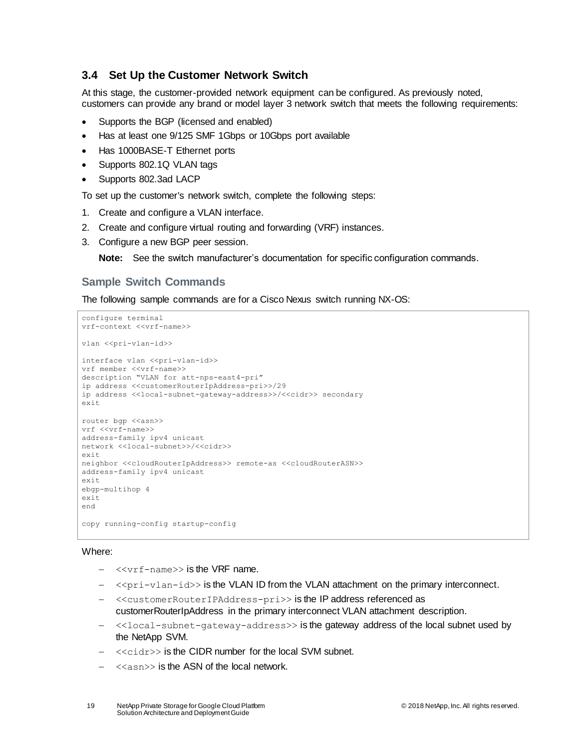## 3.4 Set Up the Customer Network Switch

At this stage, the customer-provided network equipment can be configured. As previously noted, customers can provide any brand or model layer 3 network switch that meets the following requirements:

- Supports the BGP (licensed and enabled)
- Has at least one 9/125 SMF 1Gbps or 10Gbps port available
- Has 1000BASE-T Ethernet ports
- Supports 802.1Q VLAN tags
- Supports 802.3ad LACP

To set up the customer's network switch, complete the following steps:

1. Create and configure a VLAN interface.
2. Create and configure virtual routing and forwarding (VRF) instances.
3. Configure a new BGP peer session.

   **Note:** See the switch manufacturer's documentation for specific configuration commands.

### Sample Switch Commands

The following sample commands are for a Cisco Nexus switch running NX-OS:

```
configure terminal
vrf-context <<vrf-name>>

vlan <<pri-vlan-id>>

interface vlan <<pri-vlan-id>>
vrf member <<vrf-name>>
description "VLAN for att-nps-east4-pri"
ip address <<customerRouterIpAddress-pri>>/29
ip address <<local-subnet-gateway-address>>/<<cidr>> secondary
exit

router bgp <<asn>>
vrf <<vrf-name>>
address-family ipv4 unicast
network <<local-subnet>>/<<cidr>>
exit
neighbor <<cloudRouterIpAddress>> remote-as <<cloudRouterASN>>
address-family ipv4 unicast
exit
ebgp-multihop 4
exit
end

copy running-config startup-config
```

Where:

- `<<vrf-name>>` is the VRF name.
- `<<pri-vlan-id>>` is the VLAN ID from the VLAN attachment on the primary interconnect.
- `<<customerRouterIPAddress-pri>>` is the IP address referenced as customerRouterIpAddress in the primary interconnect VLAN attachment description.
- `<<local-subnet-gateway-address>>` is the gateway address of the local subnet used by the NetApp SVM.
- `<<cidr>>` is the CIDR number for the local SVM subnet.
- `<<asn>>` is the ASN of the local network.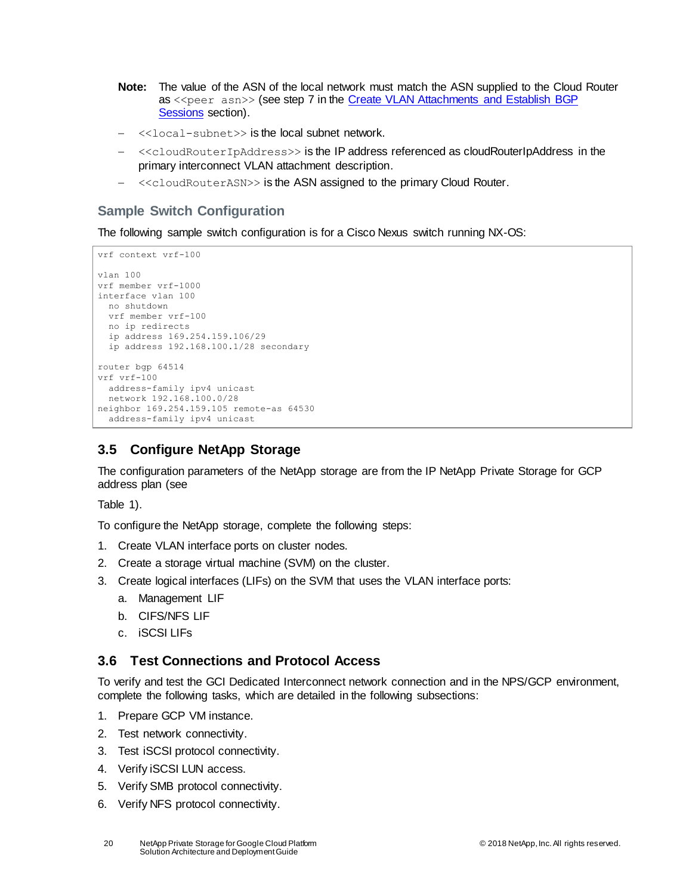**Note:** The value of the ASN of the local network must match the ASN supplied to the Cloud Router as `<<peer asn>>` (see step 7 in the [Create VLAN Attachments and Establish BGP Sessions]() section).

- `<<local-subnet>>` is the local subnet network.
- `<<cloudRouterIpAddress>>` is the IP address referenced as cloudRouterIpAddress in the primary interconnect VLAN attachment description.
- `<<cloudRouterASN>>` is the ASN assigned to the primary Cloud Router.

#### Sample Switch Configuration

The following sample switch configuration is for a Cisco Nexus switch running NX-OS:

```
vrf context vrf-100

vlan 100
vrf member vrf-1000
interface vlan 100
  no shutdown
  vrf member vrf-100
  no ip redirects
  ip address 169.254.159.106/29
  ip address 192.168.100.1/28 secondary

router bgp 64514
vrf vrf-100
  address-family ipv4 unicast
  network 192.168.100.0/28
neighbor 169.254.159.105 remote-as 64530
  address-family ipv4 unicast
```

## 3.5 Configure NetApp Storage

The configuration parameters of the NetApp storage are from the IP NetApp Private Storage for GCP address plan (see

Table 1).

To configure the NetApp storage, complete the following steps:

1. Create VLAN interface ports on cluster nodes.
2. Create a storage virtual machine (SVM) on the cluster.
3. Create logical interfaces (LIFs) on the SVM that uses the VLAN interface ports:
   a. Management LIF
   b. CIFS/NFS LIF
   c. iSCSI LIFs

## 3.6 Test Connections and Protocol Access

To verify and test the GCI Dedicated Interconnect network connection and in the NPS/GCP environment, complete the following tasks, which are detailed in the following subsections:

1. Prepare GCP VM instance.
2. Test network connectivity.
3. Test iSCSI protocol connectivity.
4. Verify iSCSI LUN access.
5. Verify SMB protocol connectivity.
6. Verify NFS protocol connectivity.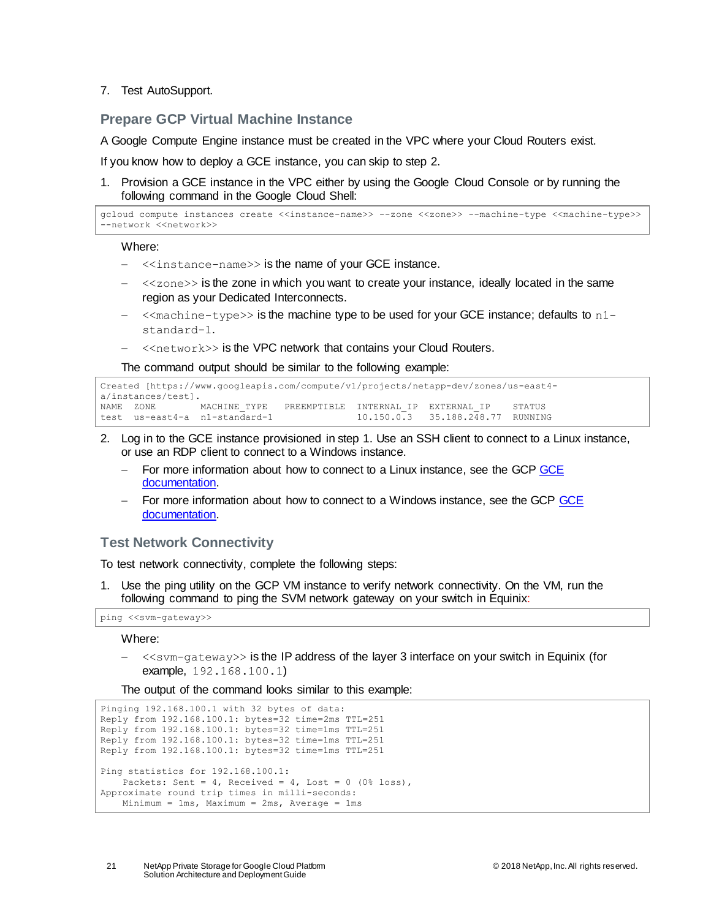7. Test AutoSupport.

## Prepare GCP Virtual Machine Instance

A Google Compute Engine instance must be created in the VPC where your Cloud Routers exist.

If you know how to deploy a GCE instance, you can skip to step 2.

1. Provision a GCE instance in the VPC either by using the Google Cloud Console or by running the following command in the Google Cloud Shell:

```
gcloud compute instances create <<instance-name>> --zone <<zone>> --machine-type <<machine-type>>
--network <<network>>
```

   Where:

   - `<<instance-name>>` is the name of your GCE instance.
   - `<<zone>>` is the zone in which you want to create your instance, ideally located in the same region as your Dedicated Interconnects.
   - `<<machine-type>>` is the machine type to be used for your GCE instance; defaults to `n1-standard-1`.
   - `<<network>>` is the VPC network that contains your Cloud Routers.

   The command output should be similar to the following example:

```
Created [https://www.googleapis.com/compute/v1/projects/netapp-dev/zones/us-east4-
a/instances/test].
NAME  ZONE        MACHINE_TYPE   PREEMPTIBLE  INTERNAL_IP  EXTERNAL_IP    STATUS
test  us-east4-a  n1-standard-1               10.150.0.3   35.188.248.77  RUNNING
```

2. Log in to the GCE instance provisioned in step 1. Use an SSH client to connect to a Linux instance, or use an RDP client to connect to a Windows instance.
   - For more information about how to connect to a Linux instance, see the GCP GCE documentation.
   - For more information about how to connect to a Windows instance, see the GCP GCE documentation.

## Test Network Connectivity

To test network connectivity, complete the following steps:

1. Use the ping utility on the GCP VM instance to verify network connectivity. On the VM, run the following command to ping the SVM network gateway on your switch in Equinix:

```
ping <<svm-gateway>>
```

   Where:

   - `<<svm-gateway>>` is the IP address of the layer 3 interface on your switch in Equinix (for example, `192.168.100.1`)

   The output of the command looks similar to this example:

```
Pinging 192.168.100.1 with 32 bytes of data:
Reply from 192.168.100.1: bytes=32 time=2ms TTL=251
Reply from 192.168.100.1: bytes=32 time=1ms TTL=251
Reply from 192.168.100.1: bytes=32 time=1ms TTL=251
Reply from 192.168.100.1: bytes=32 time=1ms TTL=251

Ping statistics for 192.168.100.1:
    Packets: Sent = 4, Received = 4, Lost = 0 (0% loss),
Approximate round trip times in milli-seconds:
    Minimum = 1ms, Maximum = 2ms, Average = 1ms
```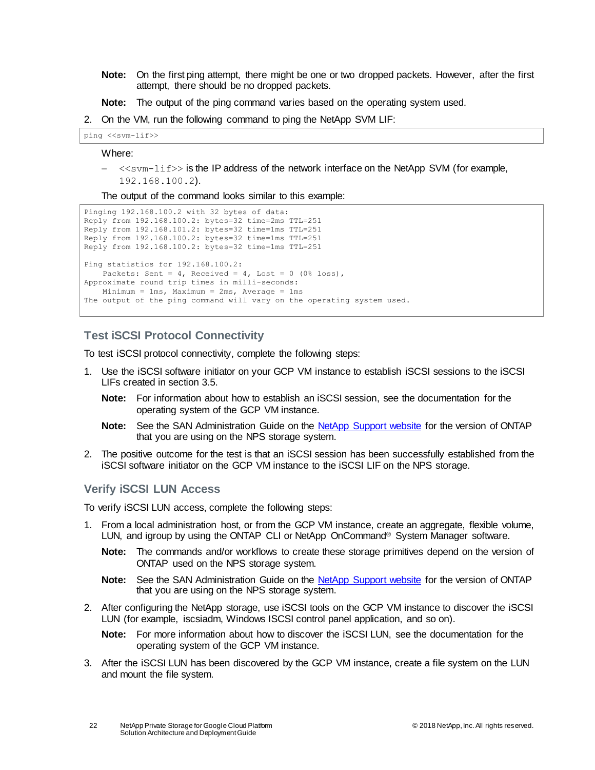**Note:** On the first ping attempt, there might be one or two dropped packets. However, after the first attempt, there should be no dropped packets.

**Note:** The output of the ping command varies based on the operating system used.

2. On the VM, run the following command to ping the NetApp SVM LIF:

```
ping <<svm-lif>>
```

Where:

– `<<svm-lif>>` is the IP address of the network interface on the NetApp SVM (for example, `192.168.100.2`).

The output of the command looks similar to this example:

```
Pinging 192.168.100.2 with 32 bytes of data:
Reply from 192.168.100.2: bytes=32 time=2ms TTL=251
Reply from 192.168.101.2: bytes=32 time=1ms TTL=251
Reply from 192.168.100.2: bytes=32 time=1ms TTL=251
Reply from 192.168.100.2: bytes=32 time=1ms TTL=251

Ping statistics for 192.168.100.2:
    Packets: Sent = 4, Received = 4, Lost = 0 (0% loss),
Approximate round trip times in milli-seconds:
    Minimum = 1ms, Maximum = 2ms, Average = 1ms
The output of the ping command will vary on the operating system used.
```

### Test iSCSI Protocol Connectivity

To test iSCSI protocol connectivity, complete the following steps:

1. Use the iSCSI software initiator on your GCP VM instance to establish iSCSI sessions to the iSCSI LIFs created in section 3.5.

   **Note:** For information about how to establish an iSCSI session, see the documentation for the operating system of the GCP VM instance.

   **Note:** See the SAN Administration Guide on the [NetApp Support website](#) for the version of ONTAP that you are using on the NPS storage system.

2. The positive outcome for the test is that an iSCSI session has been successfully established from the iSCSI software initiator on the GCP VM instance to the iSCSI LIF on the NPS storage.

### Verify iSCSI LUN Access

To verify iSCSI LUN access, complete the following steps:

1. From a local administration host, or from the GCP VM instance, create an aggregate, flexible volume, LUN, and igroup by using the ONTAP CLI or NetApp OnCommand® System Manager software.

   **Note:** The commands and/or workflows to create these storage primitives depend on the version of ONTAP used on the NPS storage system.

   **Note:** See the SAN Administration Guide on the [NetApp Support website](#) for the version of ONTAP that you are using on the NPS storage system.

2. After configuring the NetApp storage, use iSCSI tools on the GCP VM instance to discover the iSCSI LUN (for example, iscsiadm, Windows ISCSI control panel application, and so on).

   **Note:** For more information about how to discover the iSCSI LUN, see the documentation for the operating system of the GCP VM instance.

3. After the iSCSI LUN has been discovered by the GCP VM instance, create a file system on the LUN and mount the file system.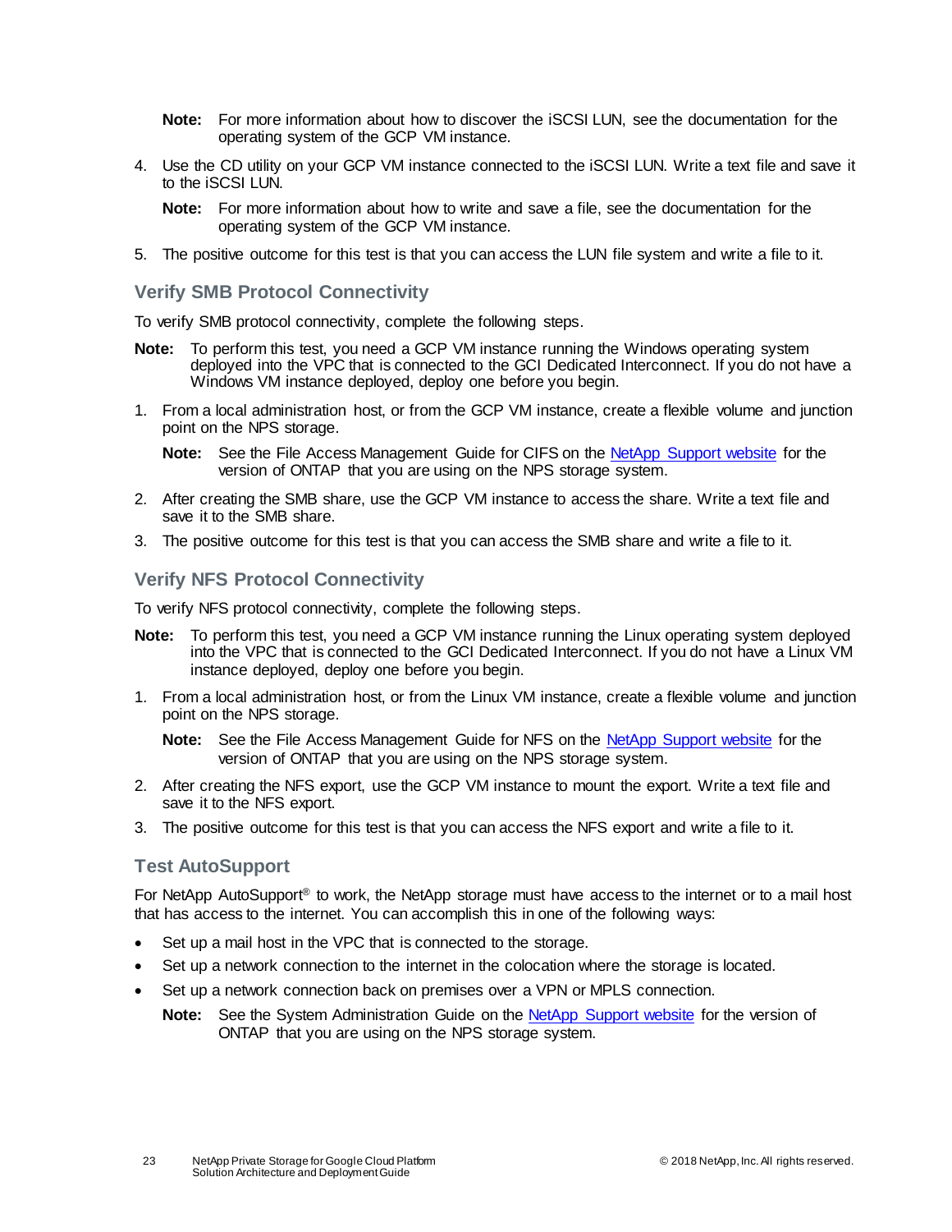**Note:** For more information about how to discover the iSCSI LUN, see the documentation for the operating system of the GCP VM instance.

4. Use the CD utility on your GCP VM instance connected to the iSCSI LUN. Write a text file and save it to the iSCSI LUN.

   **Note:** For more information about how to write and save a file, see the documentation for the operating system of the GCP VM instance.

5. The positive outcome for this test is that you can access the LUN file system and write a file to it.

### Verify SMB Protocol Connectivity

To verify SMB protocol connectivity, complete the following steps.

**Note:** To perform this test, you need a GCP VM instance running the Windows operating system deployed into the VPC that is connected to the GCI Dedicated Interconnect. If you do not have a Windows VM instance deployed, deploy one before you begin.

1. From a local administration host, or from the GCP VM instance, create a flexible volume and junction point on the NPS storage.

   **Note:** See the File Access Management Guide for CIFS on the [NetApp Support website] for the version of ONTAP that you are using on the NPS storage system.

2. After creating the SMB share, use the GCP VM instance to access the share. Write a text file and save it to the SMB share.
3. The positive outcome for this test is that you can access the SMB share and write a file to it.

### Verify NFS Protocol Connectivity

To verify NFS protocol connectivity, complete the following steps.

**Note:** To perform this test, you need a GCP VM instance running the Linux operating system deployed into the VPC that is connected to the GCI Dedicated Interconnect. If you do not have a Linux VM instance deployed, deploy one before you begin.

1. From a local administration host, or from the Linux VM instance, create a flexible volume and junction point on the NPS storage.

   **Note:** See the File Access Management Guide for NFS on the [NetApp Support website] for the version of ONTAP that you are using on the NPS storage system.

2. After creating the NFS export, use the GCP VM instance to mount the export. Write a text file and save it to the NFS export.
3. The positive outcome for this test is that you can access the NFS export and write a file to it.

### Test AutoSupport

For NetApp AutoSupport® to work, the NetApp storage must have access to the internet or to a mail host that has access to the internet. You can accomplish this in one of the following ways:

- Set up a mail host in the VPC that is connected to the storage.
- Set up a network connection to the internet in the colocation where the storage is located.
- Set up a network connection back on premises over a VPN or MPLS connection.

  **Note:** See the System Administration Guide on the [NetApp Support website] for the version of ONTAP that you are using on the NPS storage system.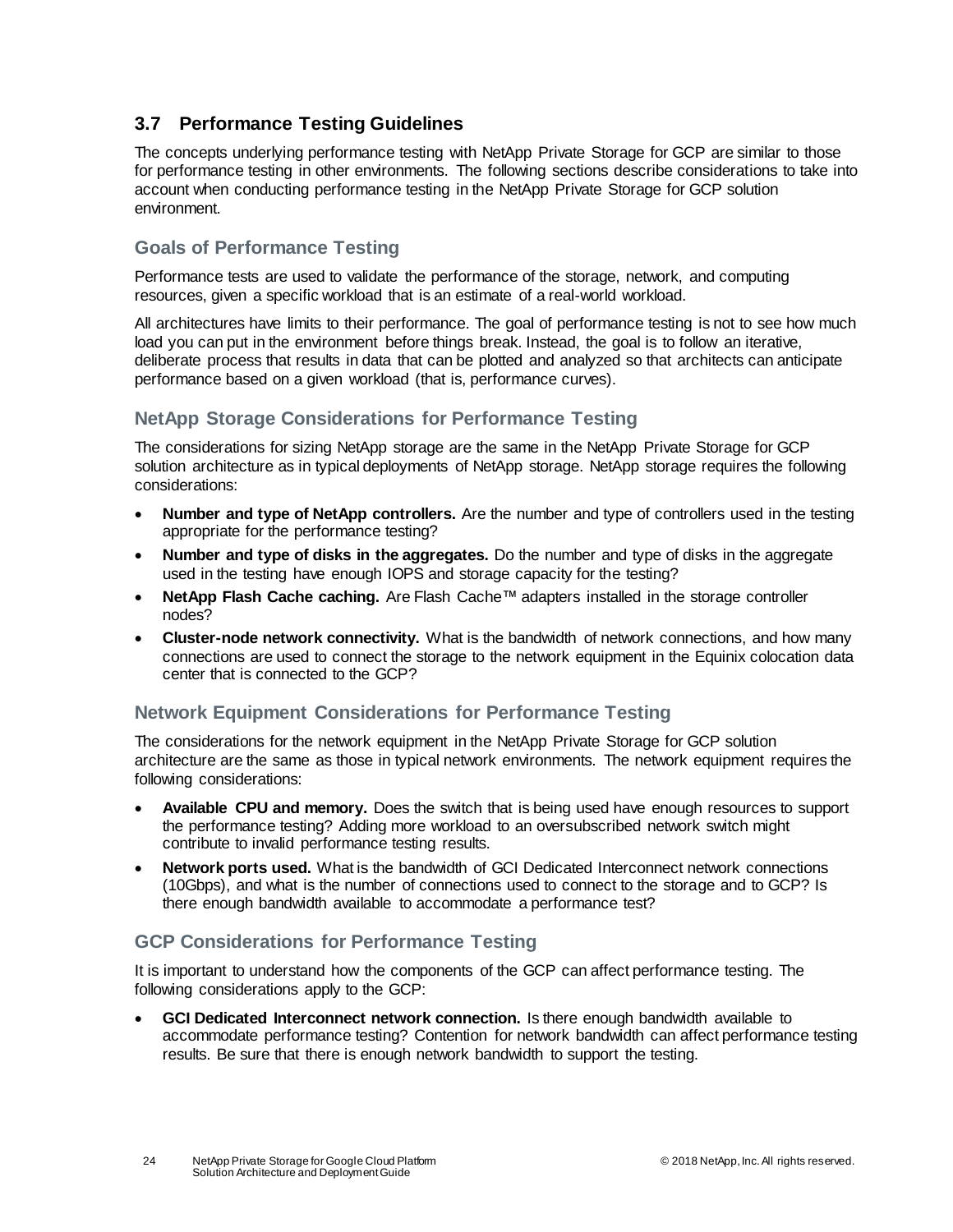## 3.7 Performance Testing Guidelines

The concepts underlying performance testing with NetApp Private Storage for GCP are similar to those for performance testing in other environments. The following sections describe considerations to take into account when conducting performance testing in the NetApp Private Storage for GCP solution environment.

### Goals of Performance Testing

Performance tests are used to validate the performance of the storage, network, and computing resources, given a specific workload that is an estimate of a real-world workload.

All architectures have limits to their performance. The goal of performance testing is not to see how much load you can put in the environment before things break. Instead, the goal is to follow an iterative, deliberate process that results in data that can be plotted and analyzed so that architects can anticipate performance based on a given workload (that is, performance curves).

### NetApp Storage Considerations for Performance Testing

The considerations for sizing NetApp storage are the same in the NetApp Private Storage for GCP solution architecture as in typical deployments of NetApp storage. NetApp storage requires the following considerations:

- **Number and type of NetApp controllers.** Are the number and type of controllers used in the testing appropriate for the performance testing?
- **Number and type of disks in the aggregates.** Do the number and type of disks in the aggregate used in the testing have enough IOPS and storage capacity for the testing?
- **NetApp Flash Cache caching.** Are Flash Cache™ adapters installed in the storage controller nodes?
- **Cluster-node network connectivity.** What is the bandwidth of network connections, and how many connections are used to connect the storage to the network equipment in the Equinix colocation data center that is connected to the GCP?

### Network Equipment Considerations for Performance Testing

The considerations for the network equipment in the NetApp Private Storage for GCP solution architecture are the same as those in typical network environments. The network equipment requires the following considerations:

- **Available CPU and memory.** Does the switch that is being used have enough resources to support the performance testing? Adding more workload to an oversubscribed network switch might contribute to invalid performance testing results.
- **Network ports used.** What is the bandwidth of GCI Dedicated Interconnect network connections (10Gbps), and what is the number of connections used to connect to the storage and to GCP? Is there enough bandwidth available to accommodate a performance test?

### GCP Considerations for Performance Testing

It is important to understand how the components of the GCP can affect performance testing. The following considerations apply to the GCP:

- **GCI Dedicated Interconnect network connection.** Is there enough bandwidth available to accommodate performance testing? Contention for network bandwidth can affect performance testing results. Be sure that there is enough network bandwidth to support the testing.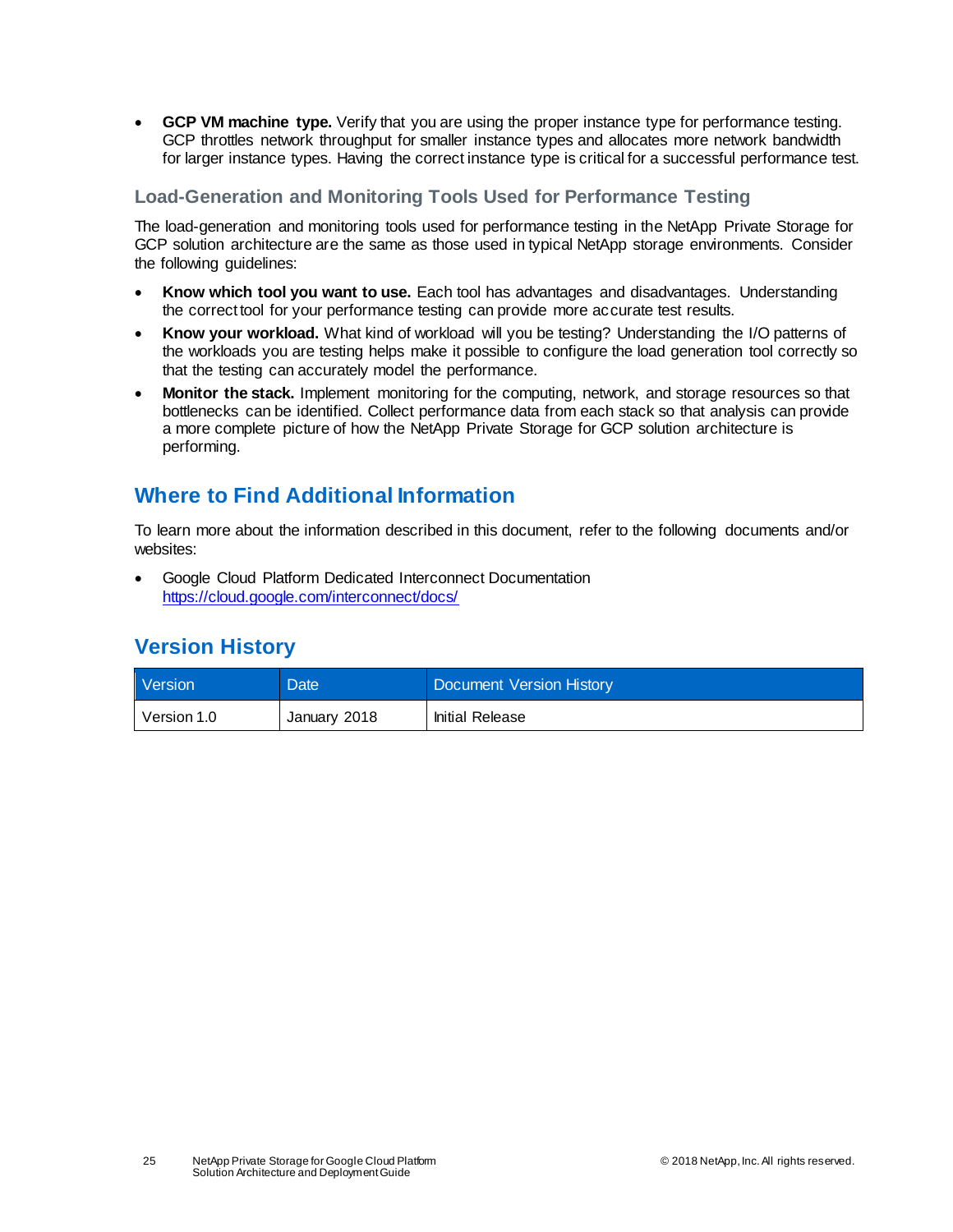- **GCP VM machine type.** Verify that you are using the proper instance type for performance testing. GCP throttles network throughput for smaller instance types and allocates more network bandwidth for larger instance types. Having the correct instance type is critical for a successful performance test.

### Load-Generation and Monitoring Tools Used for Performance Testing

The load-generation and monitoring tools used for performance testing in the NetApp Private Storage for GCP solution architecture are the same as those used in typical NetApp storage environments. Consider the following guidelines:

- **Know which tool you want to use.** Each tool has advantages and disadvantages. Understanding the correct tool for your performance testing can provide more accurate test results.
- **Know your workload.** What kind of workload will you be testing? Understanding the I/O patterns of the workloads you are testing helps make it possible to configure the load generation tool correctly so that the testing can accurately model the performance.
- **Monitor the stack.** Implement monitoring for the computing, network, and storage resources so that bottlenecks can be identified. Collect performance data from each stack so that analysis can provide a more complete picture of how the NetApp Private Storage for GCP solution architecture is performing.

## Where to Find Additional Information

To learn more about the information described in this document, refer to the following documents and/or websites:

- Google Cloud Platform Dedicated Interconnect Documentation
  https://cloud.google.com/interconnect/docs/

## Version History

| Version | Date | Document Version History |
|---|---|---|
| Version 1.0 | January 2018 | Initial Release |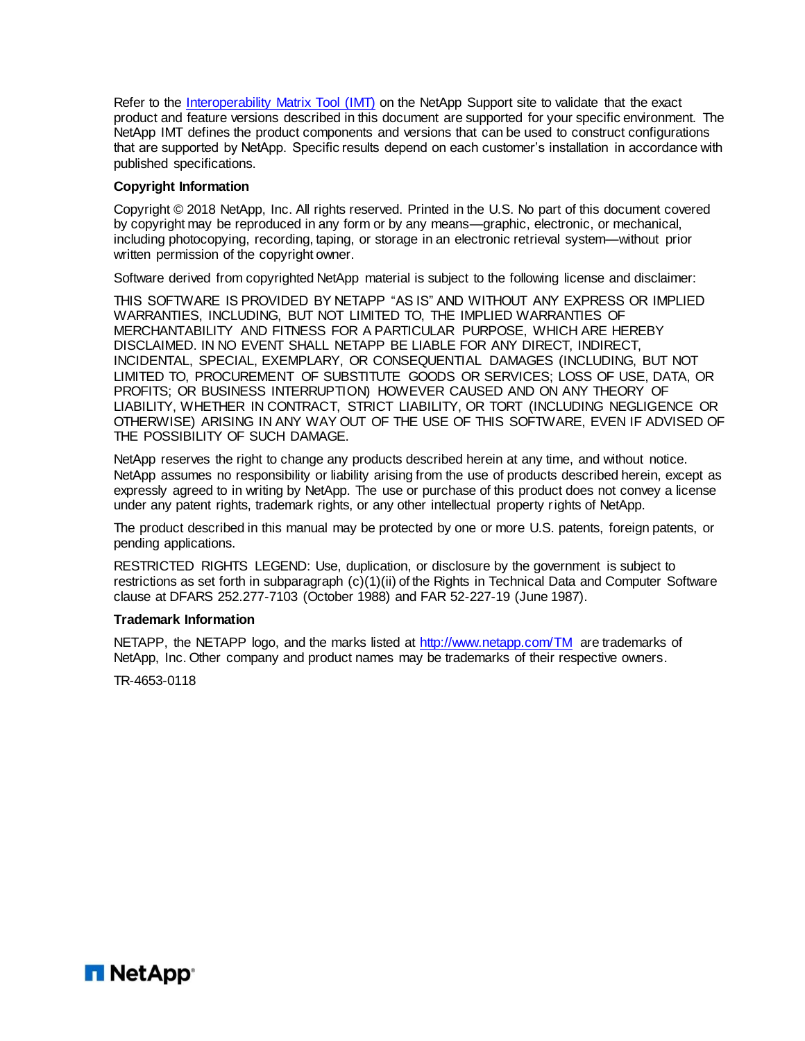Refer to the [Interoperability Matrix Tool (IMT)](http://mysupport.netapp.com/matrix) on the NetApp Support site to validate that the exact product and feature versions described in this document are supported for your specific environment. The NetApp IMT defines the product components and versions that can be used to construct configurations that are supported by NetApp. Specific results depend on each customer's installation in accordance with published specifications.

**Copyright Information**

Copyright © 2018 NetApp, Inc. All rights reserved. Printed in the U.S. No part of this document covered by copyright may be reproduced in any form or by any means—graphic, electronic, or mechanical, including photocopying, recording, taping, or storage in an electronic retrieval system—without prior written permission of the copyright owner.

Software derived from copyrighted NetApp material is subject to the following license and disclaimer:

THIS SOFTWARE IS PROVIDED BY NETAPP "AS IS" AND WITHOUT ANY EXPRESS OR IMPLIED WARRANTIES, INCLUDING, BUT NOT LIMITED TO, THE IMPLIED WARRANTIES OF MERCHANTABILITY AND FITNESS FOR A PARTICULAR PURPOSE, WHICH ARE HEREBY DISCLAIMED. IN NO EVENT SHALL NETAPP BE LIABLE FOR ANY DIRECT, INDIRECT, INCIDENTAL, SPECIAL, EXEMPLARY, OR CONSEQUENTIAL DAMAGES (INCLUDING, BUT NOT LIMITED TO, PROCUREMENT OF SUBSTITUTE GOODS OR SERVICES; LOSS OF USE, DATA, OR PROFITS; OR BUSINESS INTERRUPTION) HOWEVER CAUSED AND ON ANY THEORY OF LIABILITY, WHETHER IN CONTRACT, STRICT LIABILITY, OR TORT (INCLUDING NEGLIGENCE OR OTHERWISE) ARISING IN ANY WAY OUT OF THE USE OF THIS SOFTWARE, EVEN IF ADVISED OF THE POSSIBILITY OF SUCH DAMAGE.

NetApp reserves the right to change any products described herein at any time, and without notice. NetApp assumes no responsibility or liability arising from the use of products described herein, except as expressly agreed to in writing by NetApp. The use or purchase of this product does not convey a license under any patent rights, trademark rights, or any other intellectual property rights of NetApp.

The product described in this manual may be protected by one or more U.S. patents, foreign patents, or pending applications.

RESTRICTED RIGHTS LEGEND: Use, duplication, or disclosure by the government is subject to restrictions as set forth in subparagraph (c)(1)(ii) of the Rights in Technical Data and Computer Software clause at DFARS 252.277-7103 (October 1988) and FAR 52-227-19 (June 1987).

**Trademark Information**

NETAPP, the NETAPP logo, and the marks listed at [http://www.netapp.com/TM](http://www.netapp.com/TM) are trademarks of NetApp, Inc. Other company and product names may be trademarks of their respective owners.

TR-4653-0118